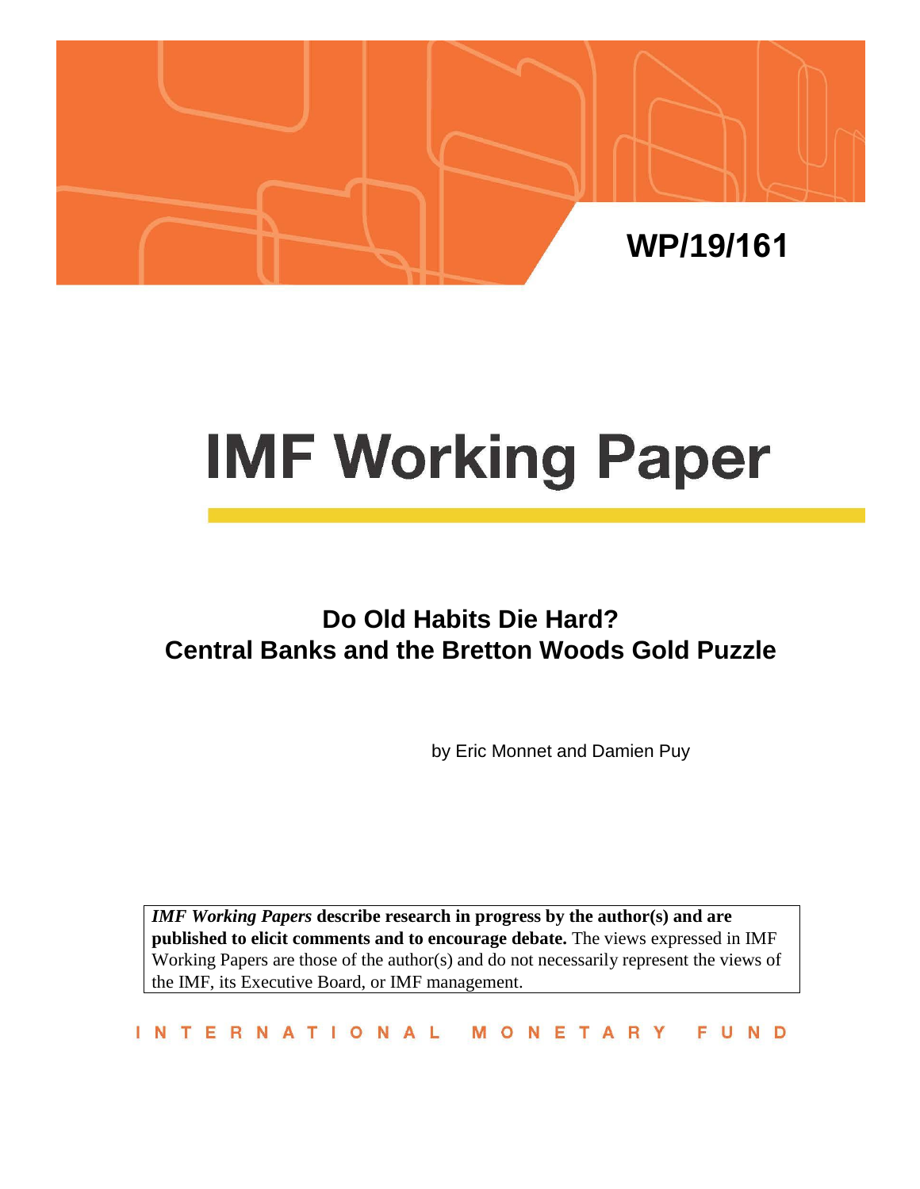WP/19/161

# IMF Working Paper

## Do Old Habits Die Hard? Central Banks and the Bretton Woods Gold Puzzle

by Eric Monnet and Damien Puy

***IMF Working Papers*** **describe research in progress by the author(s) and are published to elicit comments and to encourage debate.** The views expressed in IMF Working Papers are those of the author(s) and do not necessarily represent the views of the IMF, its Executive Board, or IMF management.

INTERNATIONAL MONETARY FUND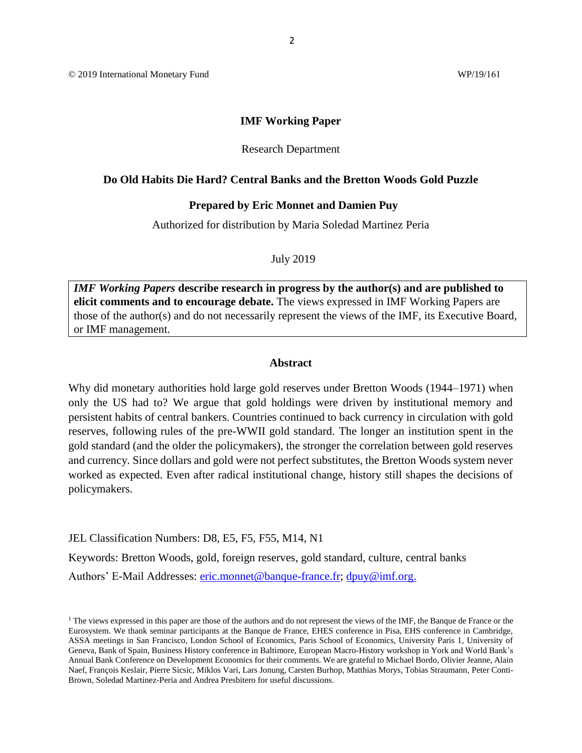© 2019 International Monetary Fund WP/19/161

**IMF Working Paper**

Research Department

**Do Old Habits Die Hard? Central Banks and the Bretton Woods Gold Puzzle**

**Prepared by Eric Monnet and Damien Puy**

Authorized for distribution by Maria Soledad Martinez Peria

July 2019

***IMF Working Papers*** **describe research in progress by the author(s) and are published to elicit comments and to encourage debate.** The views expressed in IMF Working Papers are those of the author(s) and do not necessarily represent the views of the IMF, its Executive Board, or IMF management.

**Abstract**

Why did monetary authorities hold large gold reserves under Bretton Woods (1944–1971) when only the US had to? We argue that gold holdings were driven by institutional memory and persistent habits of central bankers. Countries continued to back currency in circulation with gold reserves, following rules of the pre-WWII gold standard. The longer an institution spent in the gold standard (and the older the policymakers), the stronger the correlation between gold reserves and currency. Since dollars and gold were not perfect substitutes, the Bretton Woods system never worked as expected. Even after radical institutional change, history still shapes the decisions of policymakers.

JEL Classification Numbers: D8, E5, F5, F55, M14, N1

Keywords: Bretton Woods, gold, foreign reserves, gold standard, culture, central banks

Authors' E-Mail Addresses: eric.monnet@banque-france.fr; dpuy@imf.org.

[1] The views expressed in this paper are those of the authors and do not represent the views of the IMF, the Banque de France or the Eurosystem. We thank seminar participants at the Banque de France, EHES conference in Pisa, EHS conference in Cambridge, ASSA meetings in San Francisco, London School of Economics, Paris School of Economics, University Paris 1, University of Geneva, Bank of Spain, Business History conference in Baltimore, European Macro-History workshop in York and World Bank's Annual Bank Conference on Development Economics for their comments. We are grateful to Michael Bordo, Olivier Jeanne, Alain Naef, François Keslair, Pierre Sicsic, Miklos Vari, Lars Jonung, Carsten Burhop, Matthias Morys, Tobias Straumann, Peter Conti-Brown, Soledad Martinez-Peria and Andrea Presbitero for useful discussions.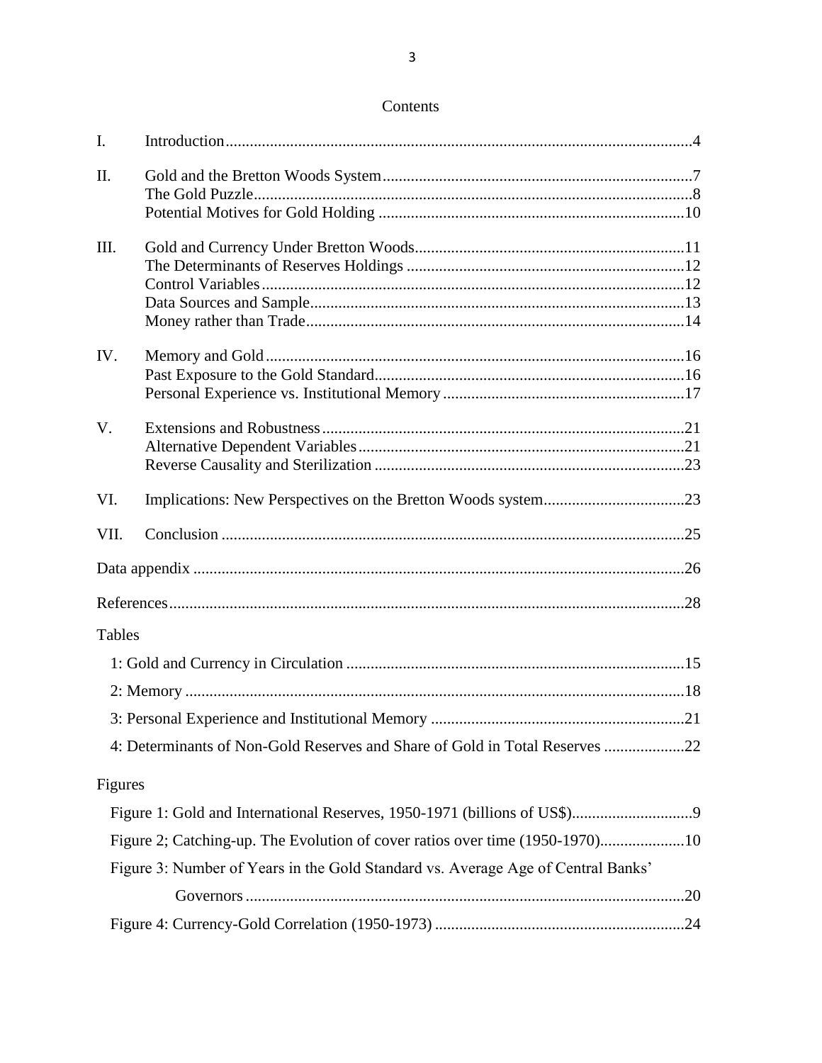# Contents

| | | |
|---|---|---|
| I. | Introduction | 4 |
| II. | Gold and the Bretton Woods System | 7 |
| | The Gold Puzzle | 8 |
| | Potential Motives for Gold Holding | 10 |
| III. | Gold and Currency Under Bretton Woods | 11 |
| | The Determinants of Reserves Holdings | 12 |
| | Control Variables | 12 |
| | Data Sources and Sample | 13 |
| | Money rather than Trade | 14 |
| IV. | Memory and Gold | 16 |
| | Past Exposure to the Gold Standard | 16 |
| | Personal Experience vs. Institutional Memory | 17 |
| V. | Extensions and Robustness | 21 |
| | Alternative Dependent Variables | 21 |
| | Reverse Causality and Sterilization | 23 |
| VI. | Implications: New Perspectives on the Bretton Woods system | 23 |
| VII. | Conclusion | 25 |
| | Data appendix | 26 |
| | References | 28 |

## Tables

- 1: Gold and Currency in Circulation .......... 15
- 2: Memory .......... 18
- 3: Personal Experience and Institutional Memory .......... 21
- 4: Determinants of Non-Gold Reserves and Share of Gold in Total Reserves .......... 22

## Figures

- Figure 1: Gold and International Reserves, 1950-1971 (billions of US$) .......... 9
- Figure 2; Catching-up. The Evolution of cover ratios over time (1950-1970) .......... 10
- Figure 3: Number of Years in the Gold Standard vs. Average Age of Central Banks' Governors .......... 20
- Figure 4: Currency-Gold Correlation (1950-1973) .......... 24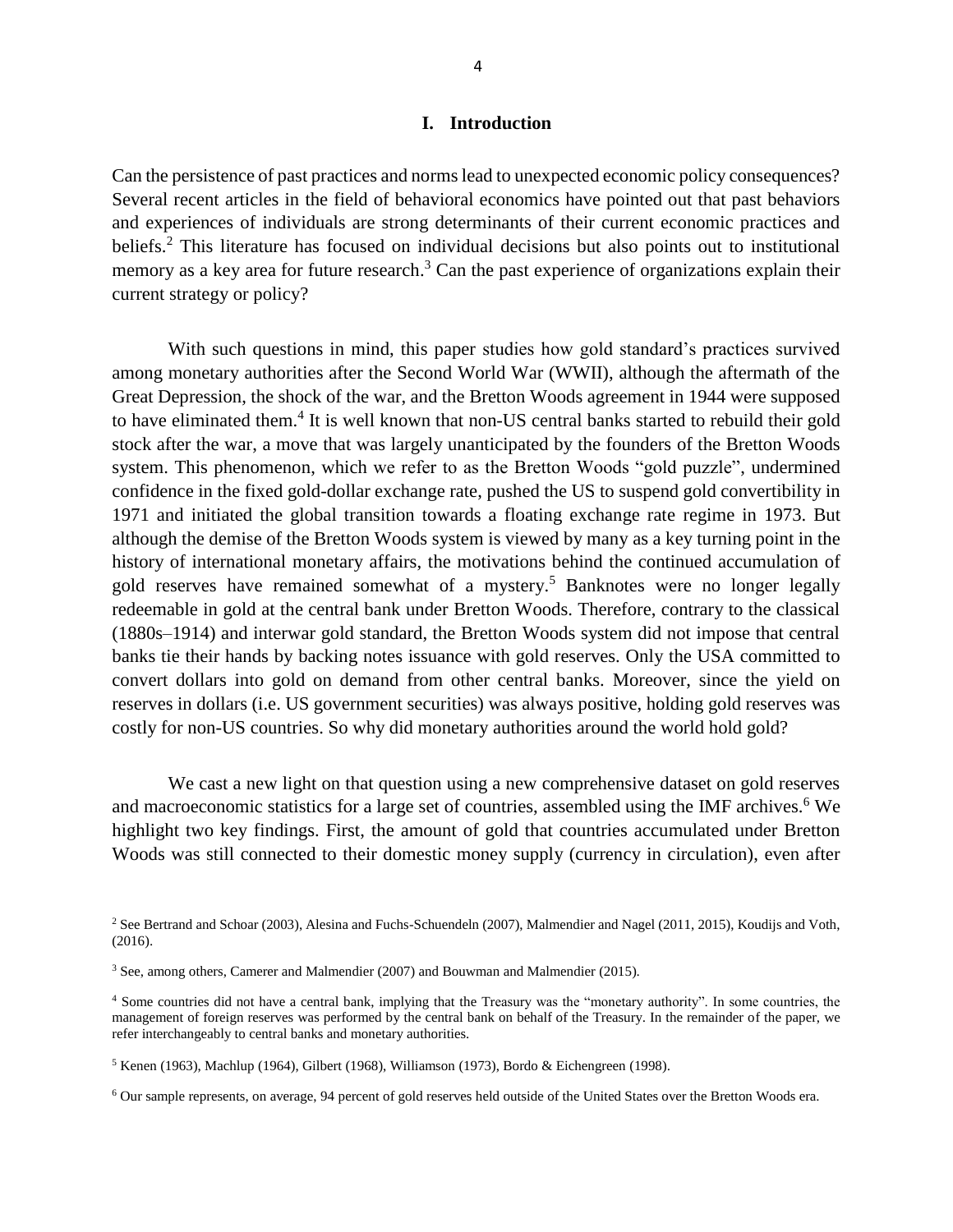## I. Introduction

Can the persistence of past practices and norms lead to unexpected economic policy consequences? Several recent articles in the field of behavioral economics have pointed out that past behaviors and experiences of individuals are strong determinants of their current economic practices and beliefs.[2] This literature has focused on individual decisions but also points out to institutional memory as a key area for future research.[3] Can the past experience of organizations explain their current strategy or policy?

With such questions in mind, this paper studies how gold standard's practices survived among monetary authorities after the Second World War (WWII), although the aftermath of the Great Depression, the shock of the war, and the Bretton Woods agreement in 1944 were supposed to have eliminated them.[4] It is well known that non-US central banks started to rebuild their gold stock after the war, a move that was largely unanticipated by the founders of the Bretton Woods system. This phenomenon, which we refer to as the Bretton Woods "gold puzzle", undermined confidence in the fixed gold-dollar exchange rate, pushed the US to suspend gold convertibility in 1971 and initiated the global transition towards a floating exchange rate regime in 1973. But although the demise of the Bretton Woods system is viewed by many as a key turning point in the history of international monetary affairs, the motivations behind the continued accumulation of gold reserves have remained somewhat of a mystery.[5] Banknotes were no longer legally redeemable in gold at the central bank under Bretton Woods. Therefore, contrary to the classical (1880s–1914) and interwar gold standard, the Bretton Woods system did not impose that central banks tie their hands by backing notes issuance with gold reserves. Only the USA committed to convert dollars into gold on demand from other central banks. Moreover, since the yield on reserves in dollars (i.e. US government securities) was always positive, holding gold reserves was costly for non-US countries. So why did monetary authorities around the world hold gold?

We cast a new light on that question using a new comprehensive dataset on gold reserves and macroeconomic statistics for a large set of countries, assembled using the IMF archives.[6] We highlight two key findings. First, the amount of gold that countries accumulated under Bretton Woods was still connected to their domestic money supply (currency in circulation), even after

[2] See Bertrand and Schoar (2003), Alesina and Fuchs-Schuendeln (2007), Malmendier and Nagel (2011, 2015), Koudijs and Voth, (2016).

[3] See, among others, Camerer and Malmendier (2007) and Bouwman and Malmendier (2015).

[4] Some countries did not have a central bank, implying that the Treasury was the "monetary authority". In some countries, the management of foreign reserves was performed by the central bank on behalf of the Treasury. In the remainder of the paper, we refer interchangeably to central banks and monetary authorities.

[5] Kenen (1963), Machlup (1964), Gilbert (1968), Williamson (1973), Bordo & Eichengreen (1998).

[6] Our sample represents, on average, 94 percent of gold reserves held outside of the United States over the Bretton Woods era.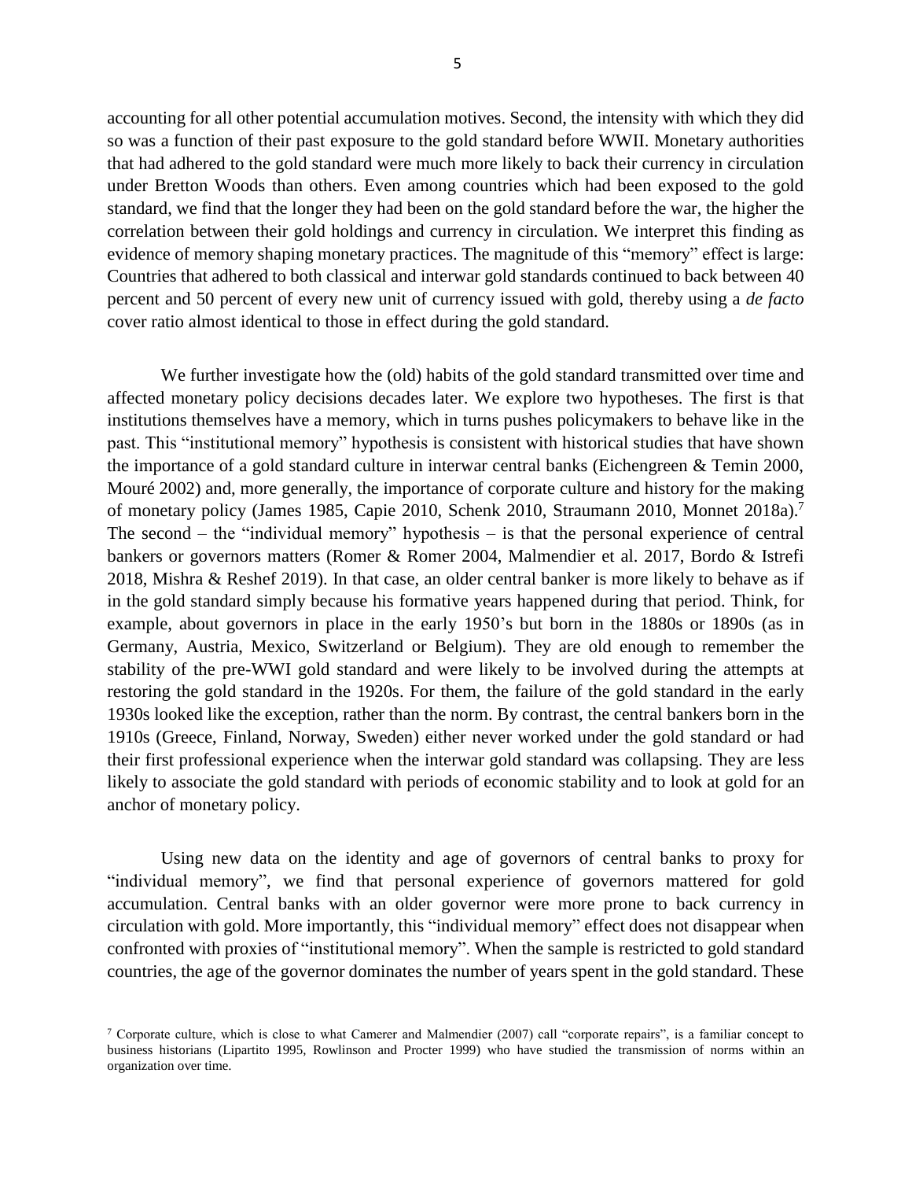accounting for all other potential accumulation motives. Second, the intensity with which they did so was a function of their past exposure to the gold standard before WWII. Monetary authorities that had adhered to the gold standard were much more likely to back their currency in circulation under Bretton Woods than others. Even among countries which had been exposed to the gold standard, we find that the longer they had been on the gold standard before the war, the higher the correlation between their gold holdings and currency in circulation. We interpret this finding as evidence of memory shaping monetary practices. The magnitude of this "memory" effect is large: Countries that adhered to both classical and interwar gold standards continued to back between 40 percent and 50 percent of every new unit of currency issued with gold, thereby using a *de facto* cover ratio almost identical to those in effect during the gold standard.

We further investigate how the (old) habits of the gold standard transmitted over time and affected monetary policy decisions decades later. We explore two hypotheses. The first is that institutions themselves have a memory, which in turns pushes policymakers to behave like in the past. This "institutional memory" hypothesis is consistent with historical studies that have shown the importance of a gold standard culture in interwar central banks (Eichengreen & Temin 2000, Mouré 2002) and, more generally, the importance of corporate culture and history for the making of monetary policy (James 1985, Capie 2010, Schenk 2010, Straumann 2010, Monnet 2018a).[7] The second – the "individual memory" hypothesis – is that the personal experience of central bankers or governors matters (Romer & Romer 2004, Malmendier et al. 2017, Bordo & Istrefi 2018, Mishra & Reshef 2019). In that case, an older central banker is more likely to behave as if in the gold standard simply because his formative years happened during that period. Think, for example, about governors in place in the early 1950's but born in the 1880s or 1890s (as in Germany, Austria, Mexico, Switzerland or Belgium). They are old enough to remember the stability of the pre-WWI gold standard and were likely to be involved during the attempts at restoring the gold standard in the 1920s. For them, the failure of the gold standard in the early 1930s looked like the exception, rather than the norm. By contrast, the central bankers born in the 1910s (Greece, Finland, Norway, Sweden) either never worked under the gold standard or had their first professional experience when the interwar gold standard was collapsing. They are less likely to associate the gold standard with periods of economic stability and to look at gold for an anchor of monetary policy.

Using new data on the identity and age of governors of central banks to proxy for "individual memory", we find that personal experience of governors mattered for gold accumulation. Central banks with an older governor were more prone to back currency in circulation with gold. More importantly, this "individual memory" effect does not disappear when confronted with proxies of "institutional memory". When the sample is restricted to gold standard countries, the age of the governor dominates the number of years spent in the gold standard. These

[7] Corporate culture, which is close to what Camerer and Malmendier (2007) call "corporate repairs", is a familiar concept to business historians (Lipartito 1995, Rowlinson and Procter 1999) who have studied the transmission of norms within an organization over time.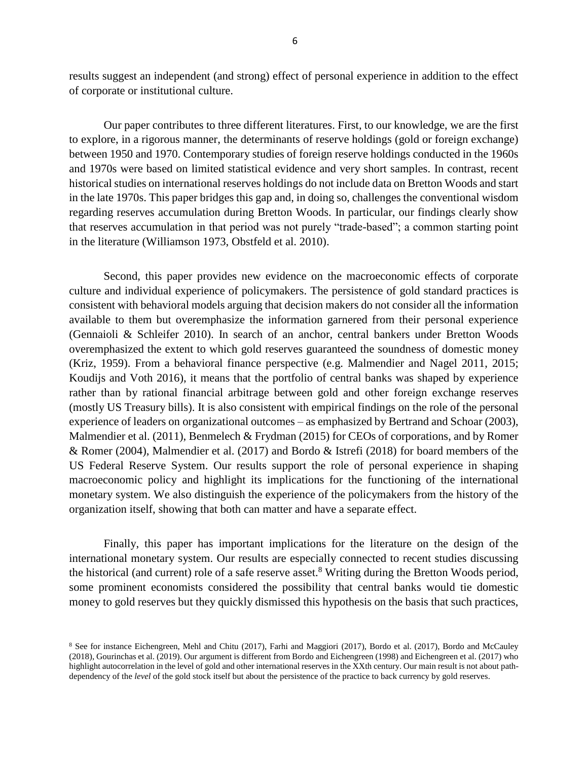results suggest an independent (and strong) effect of personal experience in addition to the effect of corporate or institutional culture.

Our paper contributes to three different literatures. First, to our knowledge, we are the first to explore, in a rigorous manner, the determinants of reserve holdings (gold or foreign exchange) between 1950 and 1970. Contemporary studies of foreign reserve holdings conducted in the 1960s and 1970s were based on limited statistical evidence and very short samples. In contrast, recent historical studies on international reserves holdings do not include data on Bretton Woods and start in the late 1970s. This paper bridges this gap and, in doing so, challenges the conventional wisdom regarding reserves accumulation during Bretton Woods. In particular, our findings clearly show that reserves accumulation in that period was not purely "trade-based"; a common starting point in the literature (Williamson 1973, Obstfeld et al. 2010).

Second, this paper provides new evidence on the macroeconomic effects of corporate culture and individual experience of policymakers. The persistence of gold standard practices is consistent with behavioral models arguing that decision makers do not consider all the information available to them but overemphasize the information garnered from their personal experience (Gennaioli & Schleifer 2010). In search of an anchor, central bankers under Bretton Woods overemphasized the extent to which gold reserves guaranteed the soundness of domestic money (Kriz, 1959). From a behavioral finance perspective (e.g. Malmendier and Nagel 2011, 2015; Koudijs and Voth 2016), it means that the portfolio of central banks was shaped by experience rather than by rational financial arbitrage between gold and other foreign exchange reserves (mostly US Treasury bills). It is also consistent with empirical findings on the role of the personal experience of leaders on organizational outcomes – as emphasized by Bertrand and Schoar (2003), Malmendier et al. (2011), Benmelech & Frydman (2015) for CEOs of corporations, and by Romer & Romer (2004), Malmendier et al. (2017) and Bordo & Istrefi (2018) for board members of the US Federal Reserve System. Our results support the role of personal experience in shaping macroeconomic policy and highlight its implications for the functioning of the international monetary system. We also distinguish the experience of the policymakers from the history of the organization itself, showing that both can matter and have a separate effect.

Finally, this paper has important implications for the literature on the design of the international monetary system. Our results are especially connected to recent studies discussing the historical (and current) role of a safe reserve asset.[8] Writing during the Bretton Woods period, some prominent economists considered the possibility that central banks would tie domestic money to gold reserves but they quickly dismissed this hypothesis on the basis that such practices,

[8] See for instance Eichengreen, Mehl and Chitu (2017), Farhi and Maggiori (2017), Bordo et al. (2017), Bordo and McCauley (2018), Gourinchas et al. (2019). Our argument is different from Bordo and Eichengreen (1998) and Eichengreen et al. (2017) who highlight autocorrelation in the level of gold and other international reserves in the XXth century. Our main result is not about path-dependency of the *level* of the gold stock itself but about the persistence of the practice to back currency by gold reserves.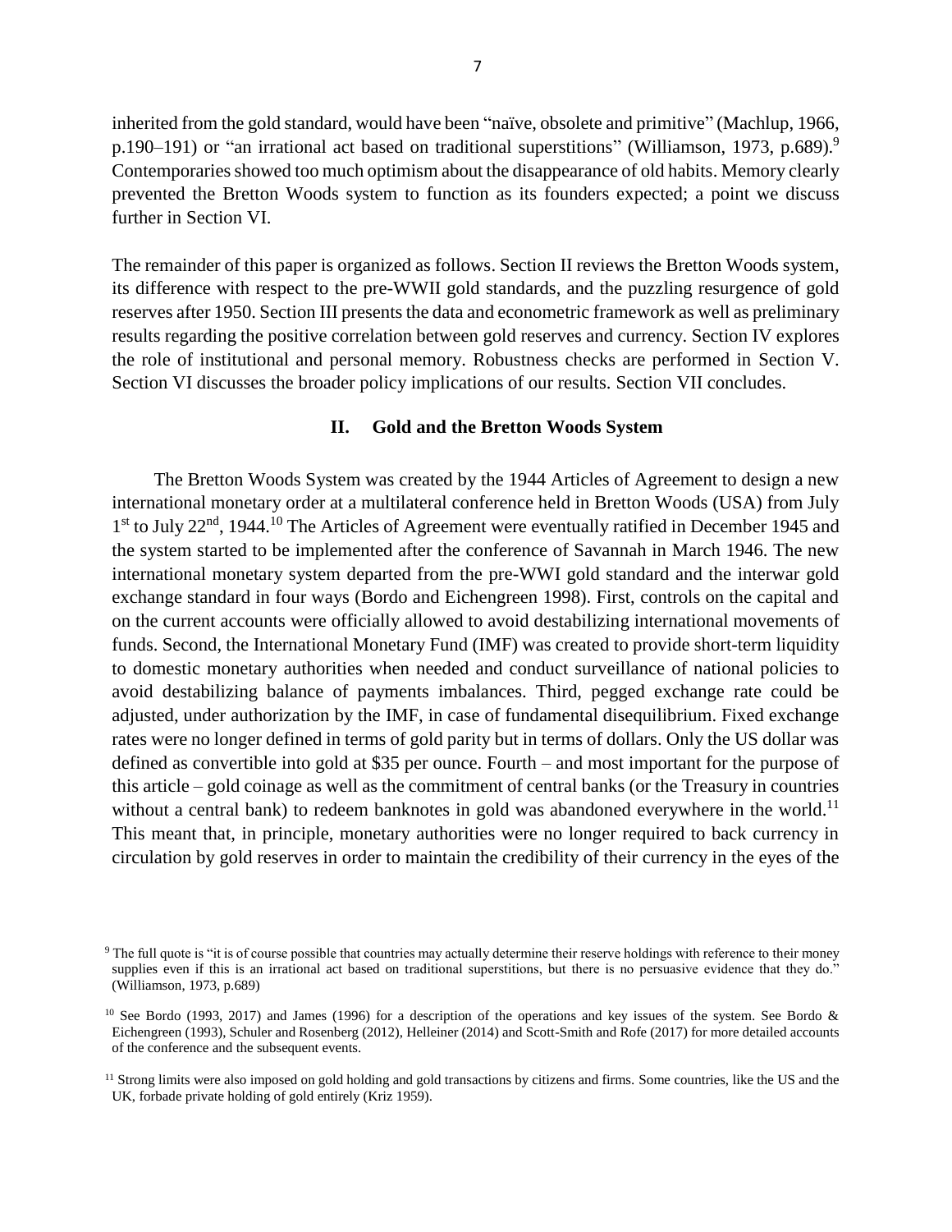inherited from the gold standard, would have been "naïve, obsolete and primitive" (Machlup, 1966, p.190–191) or "an irrational act based on traditional superstitions" (Williamson, 1973, p.689).[9] Contemporaries showed too much optimism about the disappearance of old habits. Memory clearly prevented the Bretton Woods system to function as its founders expected; a point we discuss further in Section VI.

The remainder of this paper is organized as follows. Section II reviews the Bretton Woods system, its difference with respect to the pre-WWII gold standards, and the puzzling resurgence of gold reserves after 1950. Section III presents the data and econometric framework as well as preliminary results regarding the positive correlation between gold reserves and currency. Section IV explores the role of institutional and personal memory. Robustness checks are performed in Section V. Section VI discusses the broader policy implications of our results. Section VII concludes.

## II. Gold and the Bretton Woods System

The Bretton Woods System was created by the 1944 Articles of Agreement to design a new international monetary order at a multilateral conference held in Bretton Woods (USA) from July 1st to July 22nd, 1944.[10] The Articles of Agreement were eventually ratified in December 1945 and the system started to be implemented after the conference of Savannah in March 1946. The new international monetary system departed from the pre-WWI gold standard and the interwar gold exchange standard in four ways (Bordo and Eichengreen 1998). First, controls on the capital and on the current accounts were officially allowed to avoid destabilizing international movements of funds. Second, the International Monetary Fund (IMF) was created to provide short-term liquidity to domestic monetary authorities when needed and conduct surveillance of national policies to avoid destabilizing balance of payments imbalances. Third, pegged exchange rate could be adjusted, under authorization by the IMF, in case of fundamental disequilibrium. Fixed exchange rates were no longer defined in terms of gold parity but in terms of dollars. Only the US dollar was defined as convertible into gold at $35 per ounce. Fourth – and most important for the purpose of this article – gold coinage as well as the commitment of central banks (or the Treasury in countries without a central bank) to redeem banknotes in gold was abandoned everywhere in the world.[11] This meant that, in principle, monetary authorities were no longer required to back currency in circulation by gold reserves in order to maintain the credibility of their currency in the eyes of the

[9] The full quote is "it is of course possible that countries may actually determine their reserve holdings with reference to their money supplies even if this is an irrational act based on traditional superstitions, but there is no persuasive evidence that they do." (Williamson, 1973, p.689)

[10] See Bordo (1993, 2017) and James (1996) for a description of the operations and key issues of the system. See Bordo & Eichengreen (1993), Schuler and Rosenberg (2012), Helleiner (2014) and Scott-Smith and Rofe (2017) for more detailed accounts of the conference and the subsequent events.

[11] Strong limits were also imposed on gold holding and gold transactions by citizens and firms. Some countries, like the US and the UK, forbade private holding of gold entirely (Kriz 1959).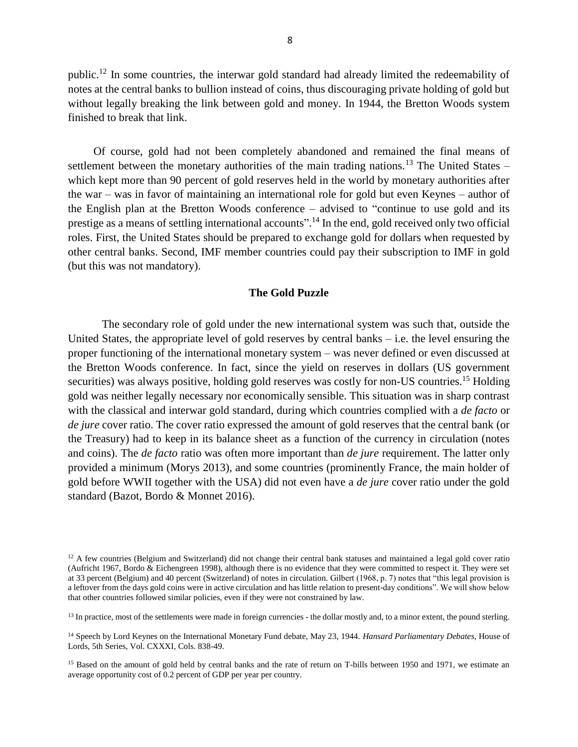public.[12] In some countries, the interwar gold standard had already limited the redeemability of notes at the central banks to bullion instead of coins, thus discouraging private holding of gold but without legally breaking the link between gold and money. In 1944, the Bretton Woods system finished to break that link.

Of course, gold had not been completely abandoned and remained the final means of settlement between the monetary authorities of the main trading nations.[13] The United States – which kept more than 90 percent of gold reserves held in the world by monetary authorities after the war – was in favor of maintaining an international role for gold but even Keynes – author of the English plan at the Bretton Woods conference – advised to "continue to use gold and its prestige as a means of settling international accounts".[14] In the end, gold received only two official roles. First, the United States should be prepared to exchange gold for dollars when requested by other central banks. Second, IMF member countries could pay their subscription to IMF in gold (but this was not mandatory).

## The Gold Puzzle

The secondary role of gold under the new international system was such that, outside the United States, the appropriate level of gold reserves by central banks – i.e. the level ensuring the proper functioning of the international monetary system – was never defined or even discussed at the Bretton Woods conference. In fact, since the yield on reserves in dollars (US government securities) was always positive, holding gold reserves was costly for non-US countries.[15] Holding gold was neither legally necessary nor economically sensible. This situation was in sharp contrast with the classical and interwar gold standard, during which countries complied with a *de facto* or *de jure* cover ratio. The cover ratio expressed the amount of gold reserves that the central bank (or the Treasury) had to keep in its balance sheet as a function of the currency in circulation (notes and coins). The *de facto* ratio was often more important than *de jure* requirement. The latter only provided a minimum (Morys 2013), and some countries (prominently France, the main holder of gold before WWII together with the USA) did not even have a *de jure* cover ratio under the gold standard (Bazot, Bordo & Monnet 2016).

---

[12] A few countries (Belgium and Switzerland) did not change their central bank statuses and maintained a legal gold cover ratio (Aufricht 1967, Bordo & Eichengreen 1998), although there is no evidence that they were committed to respect it. They were set at 33 percent (Belgium) and 40 percent (Switzerland) of notes in circulation. Gilbert (1968, p. 7) notes that "this legal provision is a leftover from the days gold coins were in active circulation and has little relation to present-day conditions". We will show below that other countries followed similar policies, even if they were not constrained by law.

[13] In practice, most of the settlements were made in foreign currencies - the dollar mostly and, to a minor extent, the pound sterling.

[14] Speech by Lord Keynes on the International Monetary Fund debate, May 23, 1944. *Hansard Parliamentary Debates*, House of Lords, 5th Series, Vol. CXXXI, Cols. 838-49.

[15] Based on the amount of gold held by central banks and the rate of return on T-bills between 1950 and 1971, we estimate an average opportunity cost of 0.2 percent of GDP per year per country.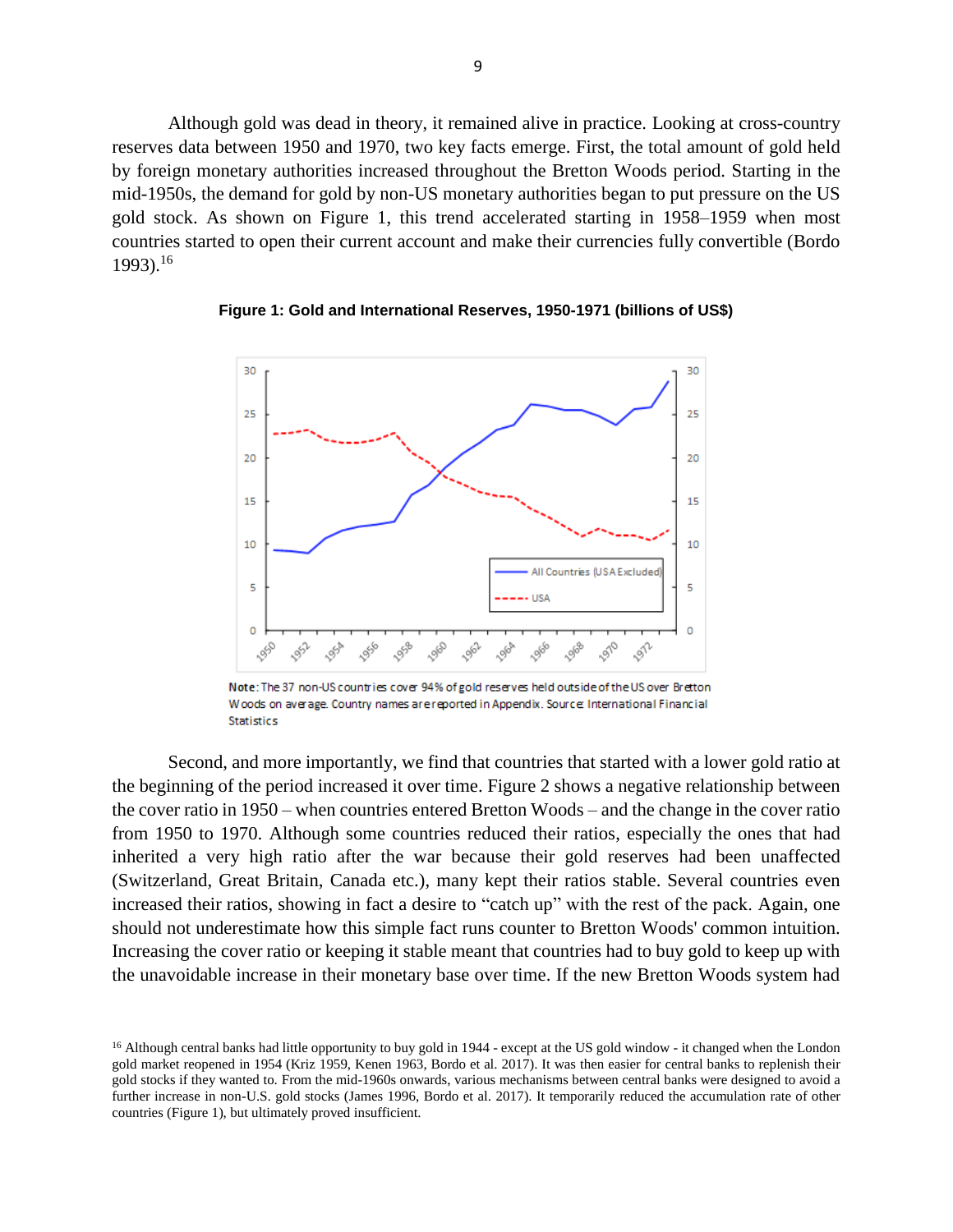Although gold was dead in theory, it remained alive in practice. Looking at cross-country reserves data between 1950 and 1970, two key facts emerge. First, the total amount of gold held by foreign monetary authorities increased throughout the Bretton Woods period. Starting in the mid-1950s, the demand for gold by non-US monetary authorities began to put pressure on the US gold stock. As shown on Figure 1, this trend accelerated starting in 1958–1959 when most countries started to open their current account and make their currencies fully convertible (Bordo 1993).[16]

**Figure 1: Gold and International Reserves, 1950-1971 (billions of US$)**

Note: The 37 non-US countries cover 94% of gold reserves held outside of the US over Bretton Woods on average. Country names are reported in Appendix. Source: International Financial Statistics

Second, and more importantly, we find that countries that started with a lower gold ratio at the beginning of the period increased it over time. Figure 2 shows a negative relationship between the cover ratio in 1950 – when countries entered Bretton Woods – and the change in the cover ratio from 1950 to 1970. Although some countries reduced their ratios, especially the ones that had inherited a very high ratio after the war because their gold reserves had been unaffected (Switzerland, Great Britain, Canada etc.), many kept their ratios stable. Several countries even increased their ratios, showing in fact a desire to "catch up" with the rest of the pack. Again, one should not underestimate how this simple fact runs counter to Bretton Woods' common intuition. Increasing the cover ratio or keeping it stable meant that countries had to buy gold to keep up with the unavoidable increase in their monetary base over time. If the new Bretton Woods system had

[16] Although central banks had little opportunity to buy gold in 1944 - except at the US gold window - it changed when the London gold market reopened in 1954 (Kriz 1959, Kenen 1963, Bordo et al. 2017). It was then easier for central banks to replenish their gold stocks if they wanted to. From the mid-1960s onwards, various mechanisms between central banks were designed to avoid a further increase in non-U.S. gold stocks (James 1996, Bordo et al. 2017). It temporarily reduced the accumulation rate of other countries (Figure 1), but ultimately proved insufficient.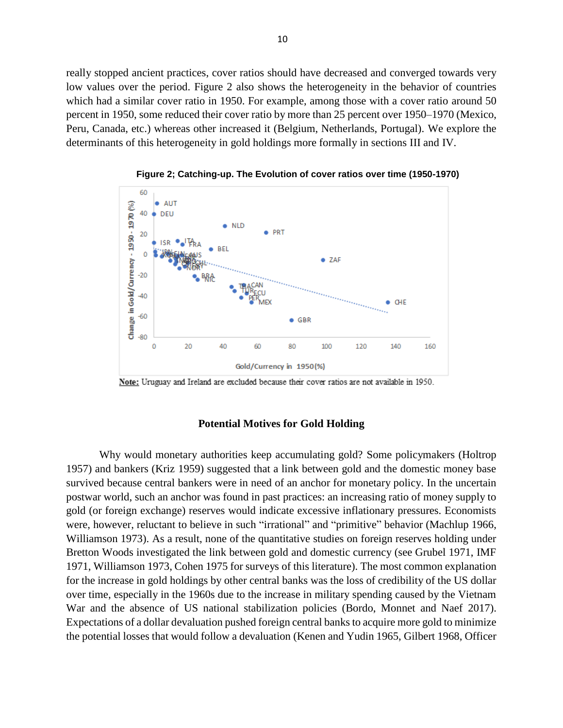really stopped ancient practices, cover ratios should have decreased and converged towards very low values over the period. Figure 2 also shows the heterogeneity in the behavior of countries which had a similar cover ratio in 1950. For example, among those with a cover ratio around 50 percent in 1950, some reduced their cover ratio by more than 25 percent over 1950–1970 (Mexico, Peru, Canada, etc.) whereas other increased it (Belgium, Netherlands, Portugal). We explore the determinants of this heterogeneity in gold holdings more formally in sections III and IV.

**Figure 2; Catching-up. The Evolution of cover ratios over time (1950-1970)**

**Note:** Uruguay and Ireland are excluded because their cover ratios are not available in 1950.

### Potential Motives for Gold Holding

Why would monetary authorities keep accumulating gold? Some policymakers (Holtrop 1957) and bankers (Kriz 1959) suggested that a link between gold and the domestic money base survived because central bankers were in need of an anchor for monetary policy. In the uncertain postwar world, such an anchor was found in past practices: an increasing ratio of money supply to gold (or foreign exchange) reserves would indicate excessive inflationary pressures. Economists were, however, reluctant to believe in such "irrational" and "primitive" behavior (Machlup 1966, Williamson 1973). As a result, none of the quantitative studies on foreign reserves holding under Bretton Woods investigated the link between gold and domestic currency (see Grubel 1971, IMF 1971, Williamson 1973, Cohen 1975 for surveys of this literature). The most common explanation for the increase in gold holdings by other central banks was the loss of credibility of the US dollar over time, especially in the 1960s due to the increase in military spending caused by the Vietnam War and the absence of US national stabilization policies (Bordo, Monnet and Naef 2017). Expectations of a dollar devaluation pushed foreign central banks to acquire more gold to minimize the potential losses that would follow a devaluation (Kenen and Yudin 1965, Gilbert 1968, Officer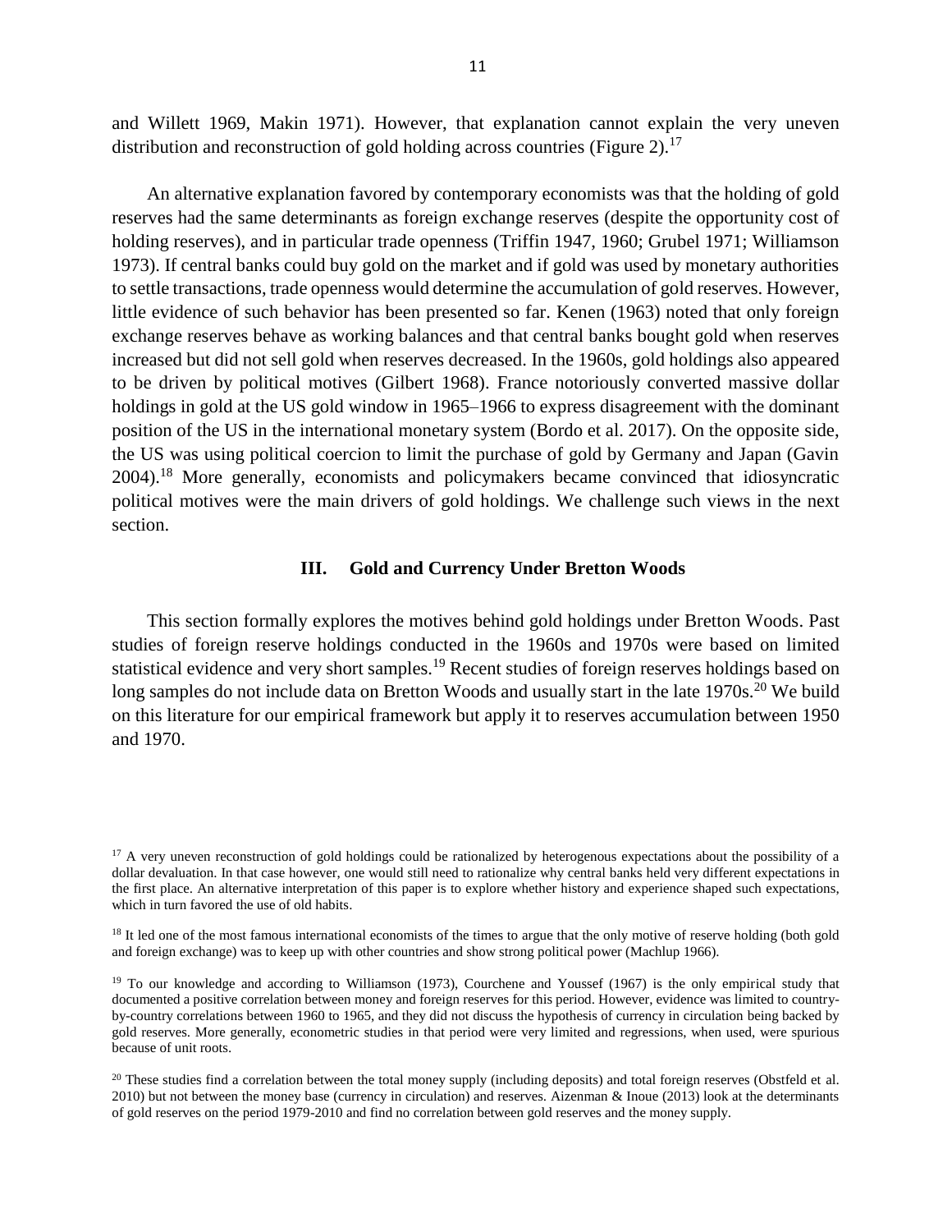and Willett 1969, Makin 1971). However, that explanation cannot explain the very uneven distribution and reconstruction of gold holding across countries (Figure 2).[17]

An alternative explanation favored by contemporary economists was that the holding of gold reserves had the same determinants as foreign exchange reserves (despite the opportunity cost of holding reserves), and in particular trade openness (Triffin 1947, 1960; Grubel 1971; Williamson 1973). If central banks could buy gold on the market and if gold was used by monetary authorities to settle transactions, trade openness would determine the accumulation of gold reserves. However, little evidence of such behavior has been presented so far. Kenen (1963) noted that only foreign exchange reserves behave as working balances and that central banks bought gold when reserves increased but did not sell gold when reserves decreased. In the 1960s, gold holdings also appeared to be driven by political motives (Gilbert 1968). France notoriously converted massive dollar holdings in gold at the US gold window in 1965–1966 to express disagreement with the dominant position of the US in the international monetary system (Bordo et al. 2017). On the opposite side, the US was using political coercion to limit the purchase of gold by Germany and Japan (Gavin 2004).[18] More generally, economists and policymakers became convinced that idiosyncratic political motives were the main drivers of gold holdings. We challenge such views in the next section.

## III. Gold and Currency Under Bretton Woods

This section formally explores the motives behind gold holdings under Bretton Woods. Past studies of foreign reserve holdings conducted in the 1960s and 1970s were based on limited statistical evidence and very short samples.[19] Recent studies of foreign reserves holdings based on long samples do not include data on Bretton Woods and usually start in the late 1970s.[20] We build on this literature for our empirical framework but apply it to reserves accumulation between 1950 and 1970.

---

[17] A very uneven reconstruction of gold holdings could be rationalized by heterogenous expectations about the possibility of a dollar devaluation. In that case however, one would still need to rationalize why central banks held very different expectations in the first place. An alternative interpretation of this paper is to explore whether history and experience shaped such expectations, which in turn favored the use of old habits.

[18] It led one of the most famous international economists of the times to argue that the only motive of reserve holding (both gold and foreign exchange) was to keep up with other countries and show strong political power (Machlup 1966).

[19] To our knowledge and according to Williamson (1973), Courchene and Youssef (1967) is the only empirical study that documented a positive correlation between money and foreign reserves for this period. However, evidence was limited to country-by-country correlations between 1960 to 1965, and they did not discuss the hypothesis of currency in circulation being backed by gold reserves. More generally, econometric studies in that period were very limited and regressions, when used, were spurious because of unit roots.

[20] These studies find a correlation between the total money supply (including deposits) and total foreign reserves (Obstfeld et al. 2010) but not between the money base (currency in circulation) and reserves. Aizenman & Inoue (2013) look at the determinants of gold reserves on the period 1979-2010 and find no correlation between gold reserves and the money supply.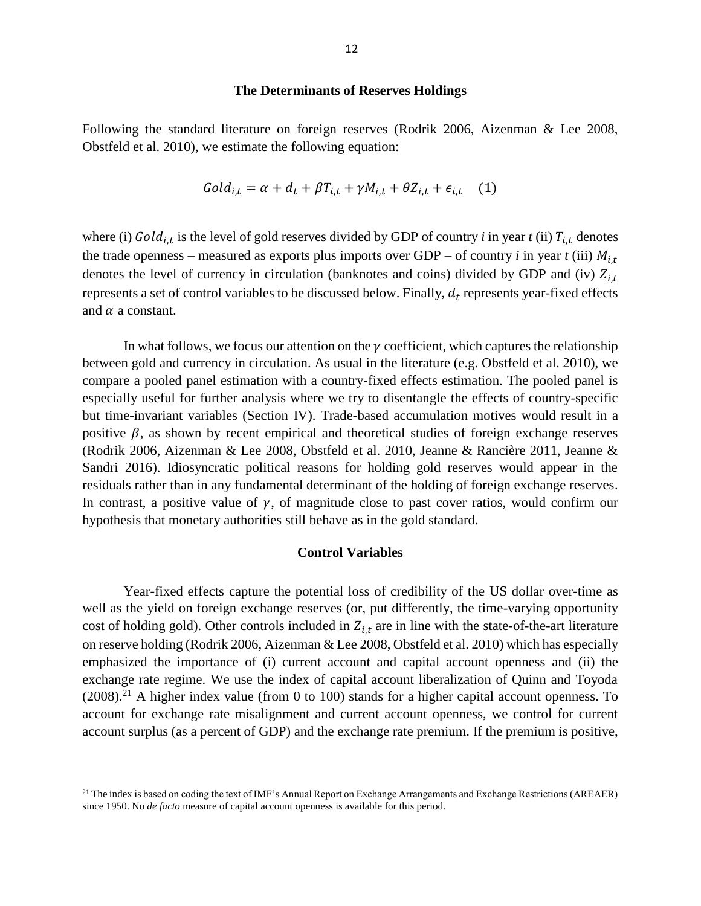### The Determinants of Reserves Holdings

Following the standard literature on foreign reserves (Rodrik 2006, Aizenman & Lee 2008, Obstfeld et al. 2010), we estimate the following equation:

$$Gold_{i,t} = \alpha + d_t + \beta T_{i,t} + \gamma M_{i,t} + \theta Z_{i,t} + \epsilon_{i,t} \quad (1)$$

where (i) $Gold_{i,t}$ is the level of gold reserves divided by GDP of country *i* in year *t* (ii) $T_{i,t}$ denotes the trade openness – measured as exports plus imports over GDP – of country *i* in year *t* (iii) $M_{i,t}$ denotes the level of currency in circulation (banknotes and coins) divided by GDP and (iv) $Z_{i,t}$ represents a set of control variables to be discussed below. Finally, $d_t$ represents year-fixed effects and $\alpha$ a constant.

In what follows, we focus our attention on the $\gamma$ coefficient, which captures the relationship between gold and currency in circulation. As usual in the literature (e.g. Obstfeld et al. 2010), we compare a pooled panel estimation with a country-fixed effects estimation. The pooled panel is especially useful for further analysis where we try to disentangle the effects of country-specific but time-invariant variables (Section IV). Trade-based accumulation motives would result in a positive $\beta$, as shown by recent empirical and theoretical studies of foreign exchange reserves (Rodrik 2006, Aizenman & Lee 2008, Obstfeld et al. 2010, Jeanne & Rancière 2011, Jeanne & Sandri 2016). Idiosyncratic political reasons for holding gold reserves would appear in the residuals rather than in any fundamental determinant of the holding of foreign exchange reserves. In contrast, a positive value of $\gamma$, of magnitude close to past cover ratios, would confirm our hypothesis that monetary authorities still behave as in the gold standard.

### Control Variables

Year-fixed effects capture the potential loss of credibility of the US dollar over-time as well as the yield on foreign exchange reserves (or, put differently, the time-varying opportunity cost of holding gold). Other controls included in $Z_{i,t}$ are in line with the state-of-the-art literature on reserve holding (Rodrik 2006, Aizenman & Lee 2008, Obstfeld et al. 2010) which has especially emphasized the importance of (i) current account and capital account openness and (ii) the exchange rate regime. We use the index of capital account liberalization of Quinn and Toyoda (2008).[21] A higher index value (from 0 to 100) stands for a higher capital account openness. To account for exchange rate misalignment and current account openness, we control for current account surplus (as a percent of GDP) and the exchange rate premium. If the premium is positive,

[21] The index is based on coding the text of IMF's Annual Report on Exchange Arrangements and Exchange Restrictions (AREAER) since 1950. No *de facto* measure of capital account openness is available for this period.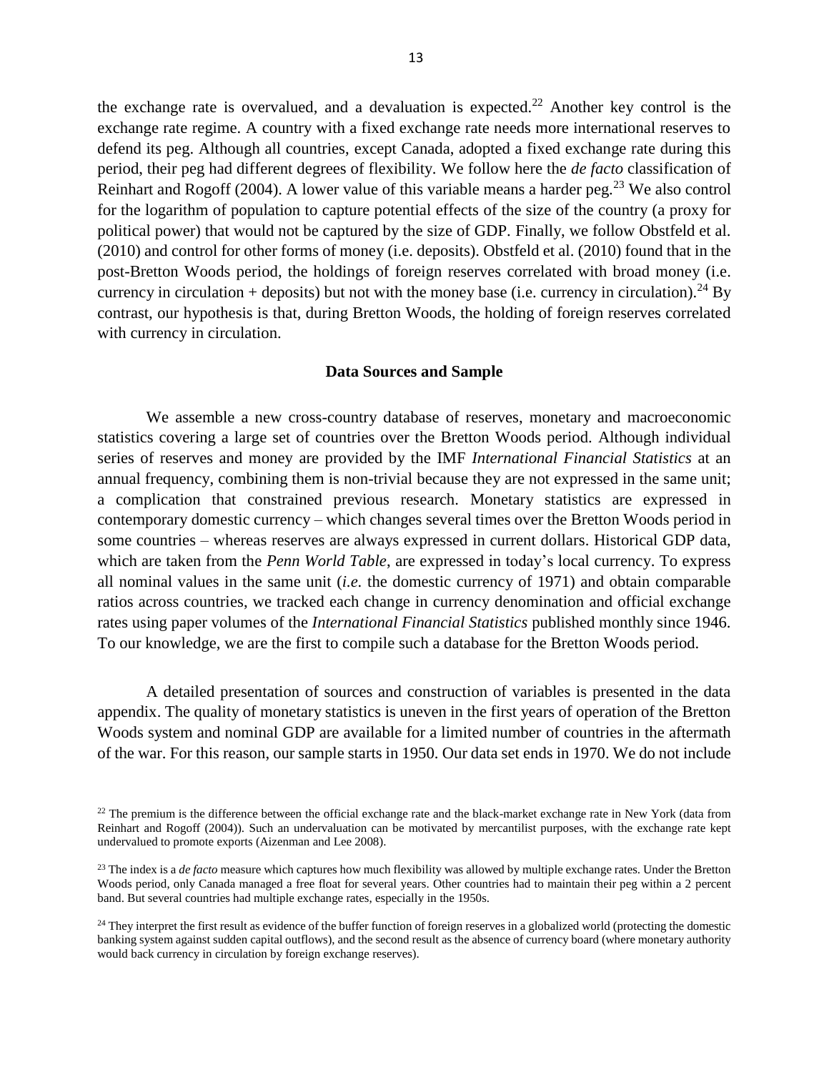the exchange rate is overvalued, and a devaluation is expected.[22] Another key control is the exchange rate regime. A country with a fixed exchange rate needs more international reserves to defend its peg. Although all countries, except Canada, adopted a fixed exchange rate during this period, their peg had different degrees of flexibility. We follow here the *de facto* classification of Reinhart and Rogoff (2004). A lower value of this variable means a harder peg.[23] We also control for the logarithm of population to capture potential effects of the size of the country (a proxy for political power) that would not be captured by the size of GDP. Finally, we follow Obstfeld et al. (2010) and control for other forms of money (i.e. deposits). Obstfeld et al. (2010) found that in the post-Bretton Woods period, the holdings of foreign reserves correlated with broad money (i.e. currency in circulation + deposits) but not with the money base (i.e. currency in circulation).[24] By contrast, our hypothesis is that, during Bretton Woods, the holding of foreign reserves correlated with currency in circulation.

**Data Sources and Sample**

We assemble a new cross-country database of reserves, monetary and macroeconomic statistics covering a large set of countries over the Bretton Woods period. Although individual series of reserves and money are provided by the IMF *International Financial Statistics* at an annual frequency, combining them is non-trivial because they are not expressed in the same unit; a complication that constrained previous research. Monetary statistics are expressed in contemporary domestic currency – which changes several times over the Bretton Woods period in some countries – whereas reserves are always expressed in current dollars. Historical GDP data, which are taken from the *Penn World Table*, are expressed in today's local currency. To express all nominal values in the same unit (*i.e.* the domestic currency of 1971) and obtain comparable ratios across countries, we tracked each change in currency denomination and official exchange rates using paper volumes of the *International Financial Statistics* published monthly since 1946. To our knowledge, we are the first to compile such a database for the Bretton Woods period.

A detailed presentation of sources and construction of variables is presented in the data appendix. The quality of monetary statistics is uneven in the first years of operation of the Bretton Woods system and nominal GDP are available for a limited number of countries in the aftermath of the war. For this reason, our sample starts in 1950. Our data set ends in 1970. We do not include

[22] The premium is the difference between the official exchange rate and the black-market exchange rate in New York (data from Reinhart and Rogoff (2004)). Such an undervaluation can be motivated by mercantilist purposes, with the exchange rate kept undervalued to promote exports (Aizenman and Lee 2008).

[23] The index is a *de facto* measure which captures how much flexibility was allowed by multiple exchange rates. Under the Bretton Woods period, only Canada managed a free float for several years. Other countries had to maintain their peg within a 2 percent band. But several countries had multiple exchange rates, especially in the 1950s.

[24] They interpret the first result as evidence of the buffer function of foreign reserves in a globalized world (protecting the domestic banking system against sudden capital outflows), and the second result as the absence of currency board (where monetary authority would back currency in circulation by foreign exchange reserves).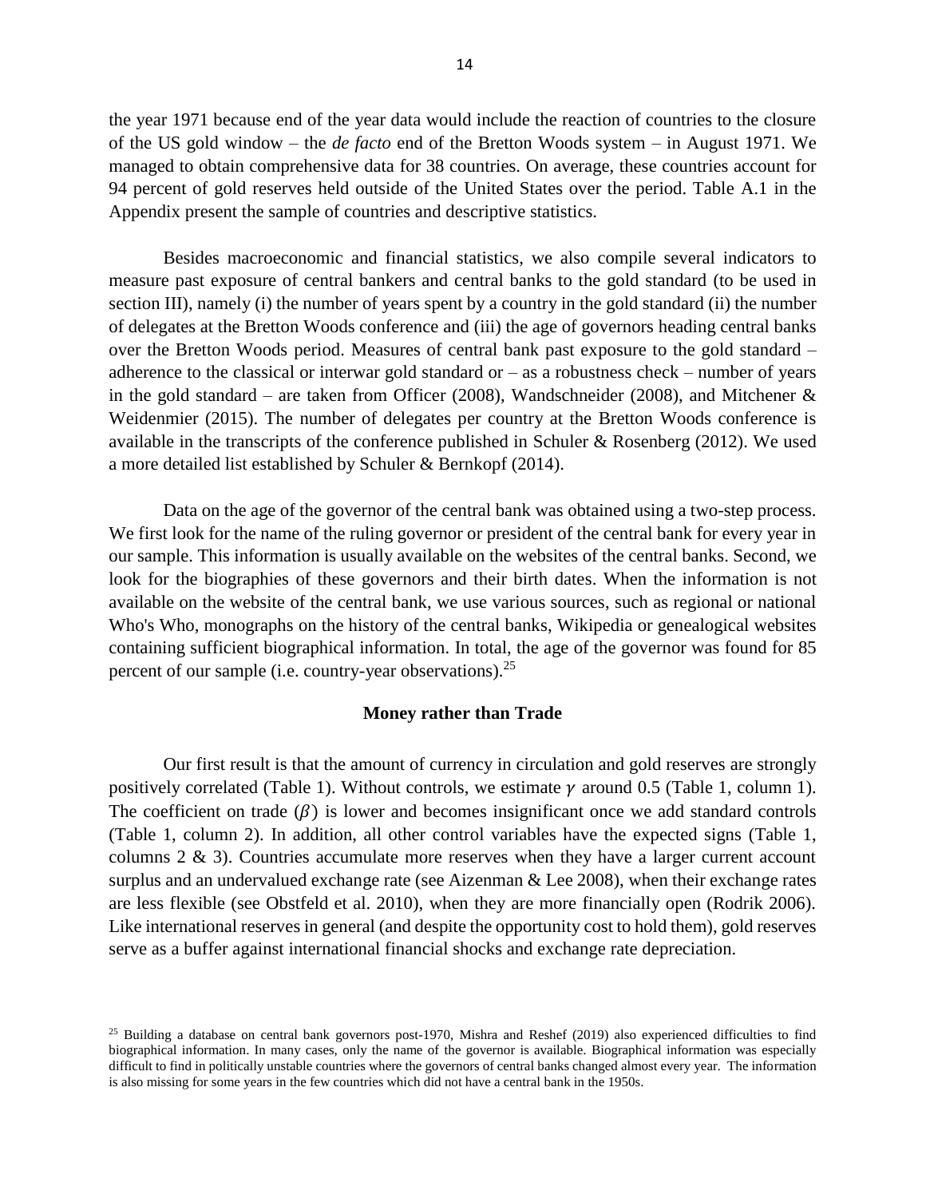the year 1971 because end of the year data would include the reaction of countries to the closure of the US gold window – the *de facto* end of the Bretton Woods system – in August 1971. We managed to obtain comprehensive data for 38 countries. On average, these countries account for 94 percent of gold reserves held outside of the United States over the period. Table A.1 in the Appendix present the sample of countries and descriptive statistics.

Besides macroeconomic and financial statistics, we also compile several indicators to measure past exposure of central bankers and central banks to the gold standard (to be used in section III), namely (i) the number of years spent by a country in the gold standard (ii) the number of delegates at the Bretton Woods conference and (iii) the age of governors heading central banks over the Bretton Woods period. Measures of central bank past exposure to the gold standard – adherence to the classical or interwar gold standard or – as a robustness check – number of years in the gold standard – are taken from Officer (2008), Wandschneider (2008), and Mitchener & Weidenmier (2015). The number of delegates per country at the Bretton Woods conference is available in the transcripts of the conference published in Schuler & Rosenberg (2012). We used a more detailed list established by Schuler & Bernkopf (2014).

Data on the age of the governor of the central bank was obtained using a two-step process. We first look for the name of the ruling governor or president of the central bank for every year in our sample. This information is usually available on the websites of the central banks. Second, we look for the biographies of these governors and their birth dates. When the information is not available on the website of the central bank, we use various sources, such as regional or national Who's Who, monographs on the history of the central banks, Wikipedia or genealogical websites containing sufficient biographical information. In total, the age of the governor was found for 85 percent of our sample (i.e. country-year observations).[25]

**Money rather than Trade**

Our first result is that the amount of currency in circulation and gold reserves are strongly positively correlated (Table 1). Without controls, we estimate $\gamma$ around 0.5 (Table 1, column 1). The coefficient on trade ($\beta$) is lower and becomes insignificant once we add standard controls (Table 1, column 2). In addition, all other control variables have the expected signs (Table 1, columns 2 & 3). Countries accumulate more reserves when they have a larger current account surplus and an undervalued exchange rate (see Aizenman & Lee 2008), when their exchange rates are less flexible (see Obstfeld et al. 2010), when they are more financially open (Rodrik 2006). Like international reserves in general (and despite the opportunity cost to hold them), gold reserves serve as a buffer against international financial shocks and exchange rate depreciation.

[25] Building a database on central bank governors post-1970, Mishra and Reshef (2019) also experienced difficulties to find biographical information. In many cases, only the name of the governor is available. Biographical information was especially difficult to find in politically unstable countries where the governors of central banks changed almost every year. The information is also missing for some years in the few countries which did not have a central bank in the 1950s.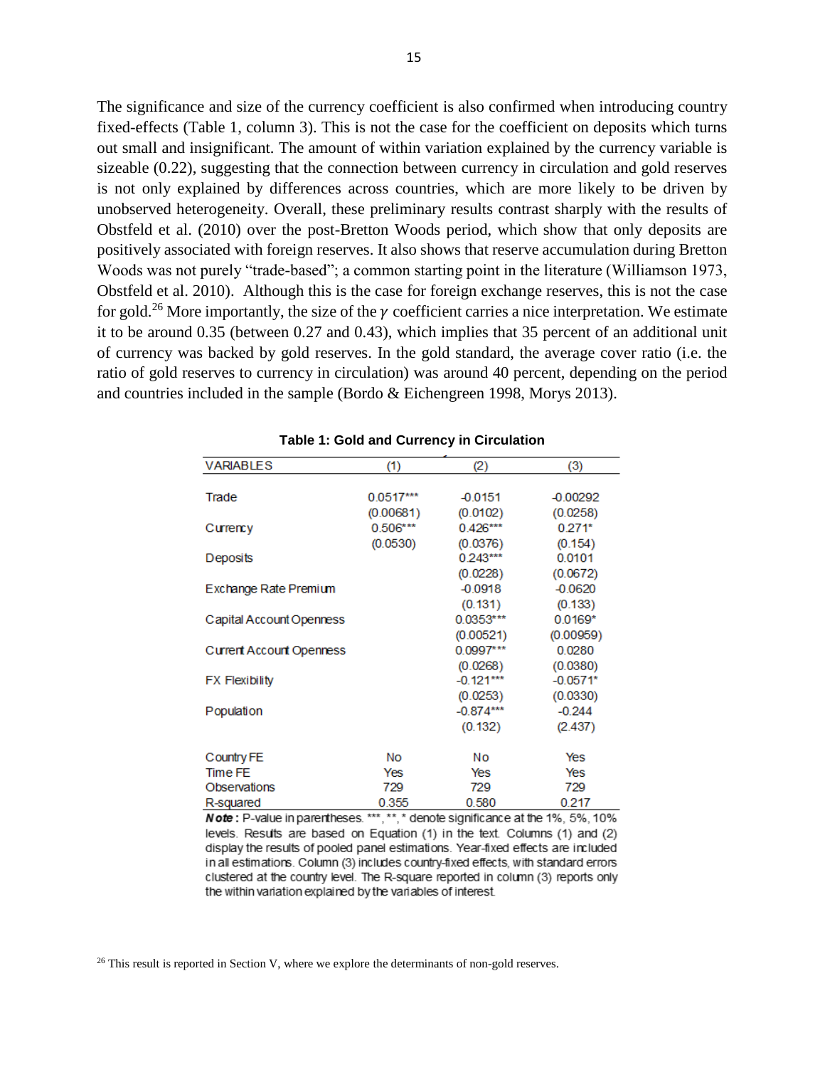The significance and size of the currency coefficient is also confirmed when introducing country fixed-effects (Table 1, column 3). This is not the case for the coefficient on deposits which turns out small and insignificant. The amount of within variation explained by the currency variable is sizeable (0.22), suggesting that the connection between currency in circulation and gold reserves is not only explained by differences across countries, which are more likely to be driven by unobserved heterogeneity. Overall, these preliminary results contrast sharply with the results of Obstfeld et al. (2010) over the post-Bretton Woods period, which show that only deposits are positively associated with foreign reserves. It also shows that reserve accumulation during Bretton Woods was not purely "trade-based"; a common starting point in the literature (Williamson 1973, Obstfeld et al. 2010). Although this is the case for foreign exchange reserves, this is not the case for gold.[26] More importantly, the size of the $\gamma$ coefficient carries a nice interpretation. We estimate it to be around 0.35 (between 0.27 and 0.43), which implies that 35 percent of an additional unit of currency was backed by gold reserves. In the gold standard, the average cover ratio (i.e. the ratio of gold reserves to currency in circulation) was around 40 percent, depending on the period and countries included in the sample (Bordo & Eichengreen 1998, Morys 2013).

**Table 1: Gold and Currency in Circulation**

| VARIABLES | (1) | (2) | (3) |
|---|---|---|---|
| Trade | 0.0517*** | -0.0151 | -0.00292 |
| | (0.00681) | (0.0102) | (0.0258) |
| Currency | 0.506*** | 0.426*** | 0.271* |
| | (0.0530) | (0.0376) | (0.154) |
| Deposits | | 0.243*** | 0.0101 |
| | | (0.0228) | (0.0672) |
| Exchange Rate Premium | | -0.0918 | -0.0620 |
| | | (0.131) | (0.133) |
| Capital Account Openness | | 0.0353*** | 0.0169* |
| | | (0.00521) | (0.00959) |
| Current Account Openness | | 0.0997*** | 0.0280 |
| | | (0.0268) | (0.0380) |
| FX Flexibility | | -0.121*** | -0.0571* |
| | | (0.0253) | (0.0330) |
| Population | | -0.874*** | -0.244 |
| | | (0.132) | (2.437) |
| Country FE | No | No | Yes |
| Time FE | Yes | Yes | Yes |
| Observations | 729 | 729 | 729 |
| R-squared | 0.355 | 0.580 | 0.217 |

***Note*****:** P-value in parentheses. ***, **, * denote significance at the 1%, 5%, 10% levels. Results are based on Equation (1) in the text. Columns (1) and (2) display the results of pooled panel estimations. Year-fixed effects are included in all estimations. Column (3) includes country-fixed effects, with standard errors clustered at the country level. The R-square reported in column (3) reports only the within variation explained by the variables of interest.

[26] This result is reported in Section V, where we explore the determinants of non-gold reserves.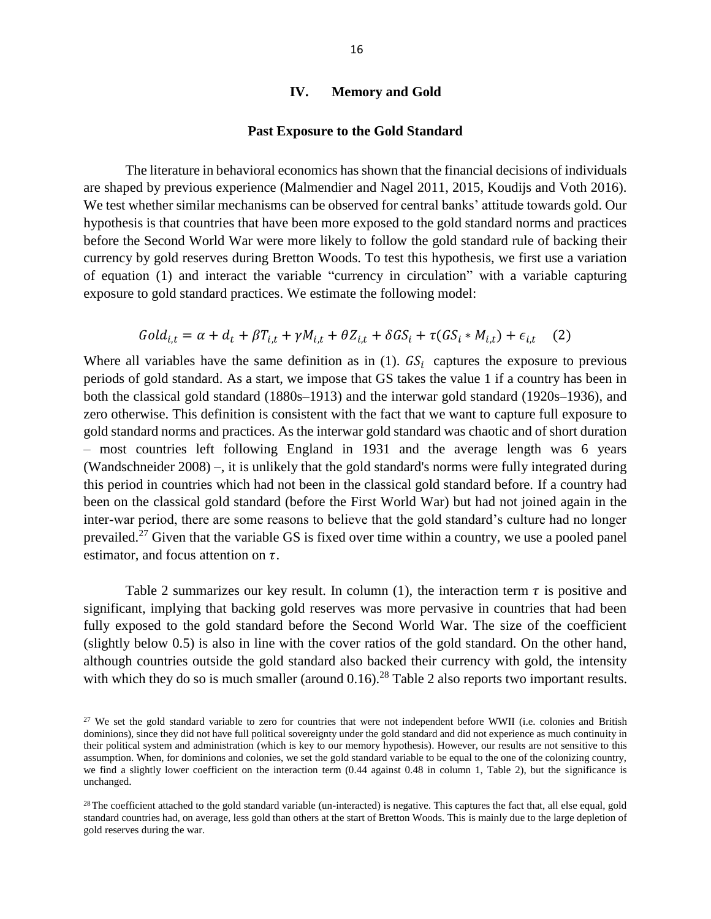## IV. Memory and Gold

### Past Exposure to the Gold Standard

The literature in behavioral economics has shown that the financial decisions of individuals are shaped by previous experience (Malmendier and Nagel 2011, 2015, Koudijs and Voth 2016). We test whether similar mechanisms can be observed for central banks' attitude towards gold. Our hypothesis is that countries that have been more exposed to the gold standard norms and practices before the Second World War were more likely to follow the gold standard rule of backing their currency by gold reserves during Bretton Woods. To test this hypothesis, we first use a variation of equation (1) and interact the variable "currency in circulation" with a variable capturing exposure to gold standard practices. We estimate the following model:

$$Gold_{i,t} = \alpha + d_t + \beta T_{i,t} + \gamma M_{i,t} + \theta Z_{i,t} + \delta GS_i + \tau(GS_i * M_{i,t}) + \epsilon_{i,t} \quad (2)$$

Where all variables have the same definition as in (1). $GS_i$ captures the exposure to previous periods of gold standard. As a start, we impose that GS takes the value 1 if a country has been in both the classical gold standard (1880s–1913) and the interwar gold standard (1920s–1936), and zero otherwise. This definition is consistent with the fact that we want to capture full exposure to gold standard norms and practices. As the interwar gold standard was chaotic and of short duration – most countries left following England in 1931 and the average length was 6 years (Wandschneider 2008) –, it is unlikely that the gold standard's norms were fully integrated during this period in countries which had not been in the classical gold standard before. If a country had been on the classical gold standard (before the First World War) but had not joined again in the inter-war period, there are some reasons to believe that the gold standard's culture had no longer prevailed.[27] Given that the variable GS is fixed over time within a country, we use a pooled panel estimator, and focus attention on $\tau$.

Table 2 summarizes our key result. In column (1), the interaction term $\tau$ is positive and significant, implying that backing gold reserves was more pervasive in countries that had been fully exposed to the gold standard before the Second World War. The size of the coefficient (slightly below 0.5) is also in line with the cover ratios of the gold standard. On the other hand, although countries outside the gold standard also backed their currency with gold, the intensity with which they do so is much smaller (around 0.16).[28] Table 2 also reports two important results.

[27] We set the gold standard variable to zero for countries that were not independent before WWII (i.e. colonies and British dominions), since they did not have full political sovereignty under the gold standard and did not experience as much continuity in their political system and administration (which is key to our memory hypothesis). However, our results are not sensitive to this assumption. When, for dominions and colonies, we set the gold standard variable to be equal to the one of the colonizing country, we find a slightly lower coefficient on the interaction term (0.44 against 0.48 in column 1, Table 2), but the significance is unchanged.

[28] The coefficient attached to the gold standard variable (un-interacted) is negative. This captures the fact that, all else equal, gold standard countries had, on average, less gold than others at the start of Bretton Woods. This is mainly due to the large depletion of gold reserves during the war.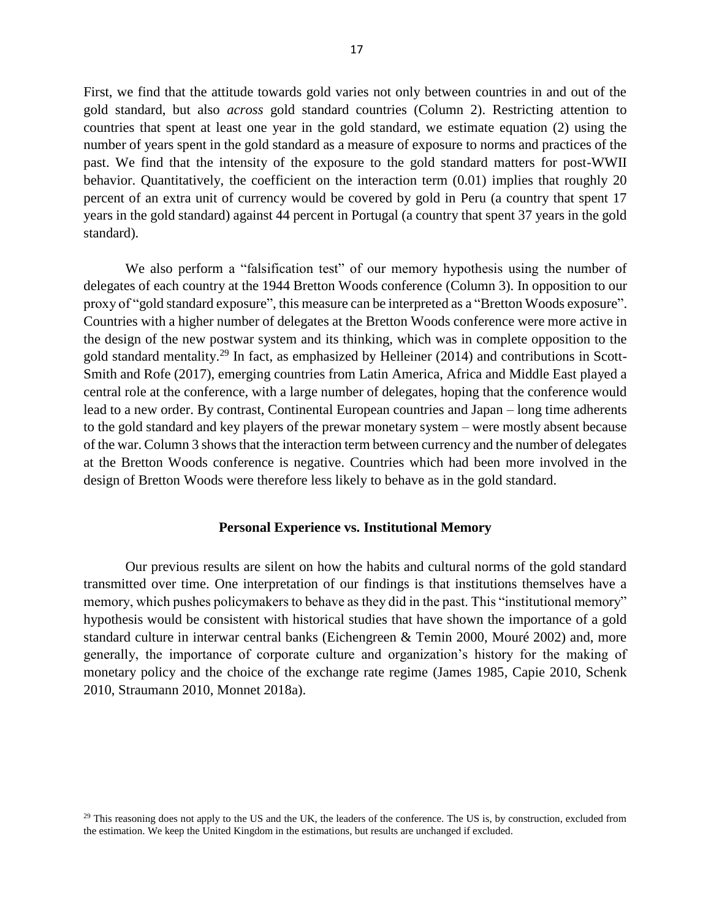First, we find that the attitude towards gold varies not only between countries in and out of the gold standard, but also *across* gold standard countries (Column 2). Restricting attention to countries that spent at least one year in the gold standard, we estimate equation (2) using the number of years spent in the gold standard as a measure of exposure to norms and practices of the past. We find that the intensity of the exposure to the gold standard matters for post-WWII behavior. Quantitatively, the coefficient on the interaction term (0.01) implies that roughly 20 percent of an extra unit of currency would be covered by gold in Peru (a country that spent 17 years in the gold standard) against 44 percent in Portugal (a country that spent 37 years in the gold standard).

We also perform a "falsification test" of our memory hypothesis using the number of delegates of each country at the 1944 Bretton Woods conference (Column 3). In opposition to our proxy of "gold standard exposure", this measure can be interpreted as a "Bretton Woods exposure". Countries with a higher number of delegates at the Bretton Woods conference were more active in the design of the new postwar system and its thinking, which was in complete opposition to the gold standard mentality.[29] In fact, as emphasized by Helleiner (2014) and contributions in Scott-Smith and Rofe (2017), emerging countries from Latin America, Africa and Middle East played a central role at the conference, with a large number of delegates, hoping that the conference would lead to a new order. By contrast, Continental European countries and Japan – long time adherents to the gold standard and key players of the prewar monetary system – were mostly absent because of the war. Column 3 shows that the interaction term between currency and the number of delegates at the Bretton Woods conference is negative. Countries which had been more involved in the design of Bretton Woods were therefore less likely to behave as in the gold standard.

### Personal Experience vs. Institutional Memory

Our previous results are silent on how the habits and cultural norms of the gold standard transmitted over time. One interpretation of our findings is that institutions themselves have a memory, which pushes policymakers to behave as they did in the past. This "institutional memory" hypothesis would be consistent with historical studies that have shown the importance of a gold standard culture in interwar central banks (Eichengreen & Temin 2000, Mouré 2002) and, more generally, the importance of corporate culture and organization's history for the making of monetary policy and the choice of the exchange rate regime (James 1985, Capie 2010, Schenk 2010, Straumann 2010, Monnet 2018a).

[29] This reasoning does not apply to the US and the UK, the leaders of the conference. The US is, by construction, excluded from the estimation. We keep the United Kingdom in the estimations, but results are unchanged if excluded.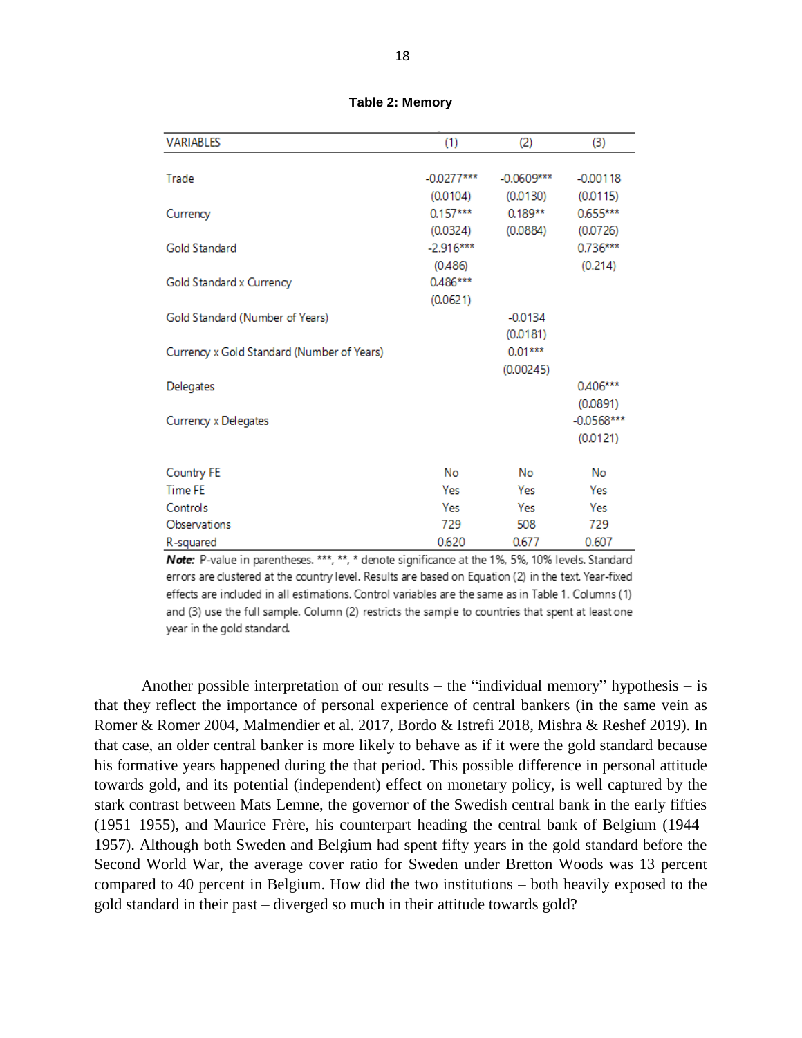**Table 2: Memory**

| VARIABLES | (1) | (2) | (3) |
|---|---|---|---|
| Trade | -0.0277*** | -0.0609*** | -0.00118 |
| | (0.0104) | (0.0130) | (0.0115) |
| Currency | 0.157*** | 0.189** | 0.655*** |
| | (0.0324) | (0.0884) | (0.0726) |
| Gold Standard | -2.916*** | | 0.736*** |
| | (0.486) | | (0.214) |
| Gold Standard x Currency | 0.486*** | | |
| | (0.0621) | | |
| Gold Standard (Number of Years) | | -0.0134 | |
| | | (0.0181) | |
| Currency x Gold Standard (Number of Years) | | 0.01*** | |
| | | (0.00245) | |
| Delegates | | | 0.406*** |
| | | | (0.0891) |
| Currency x Delegates | | | -0.0568*** |
| | | | (0.0121) |
| Country FE | No | No | No |
| Time FE | Yes | Yes | Yes |
| Controls | Yes | Yes | Yes |
| Observations | 729 | 508 | 729 |
| R-squared | 0.620 | 0.677 | 0.607 |

***Note:*** P-value in parentheses. ***, **, * denote significance at the 1%, 5%, 10% levels. Standard errors are clustered at the country level. Results are based on Equation (2) in the text. Year-fixed effects are included in all estimations. Control variables are the same as in Table 1. Columns (1) and (3) use the full sample. Column (2) restricts the sample to countries that spent at least one year in the gold standard.

Another possible interpretation of our results – the "individual memory" hypothesis – is that they reflect the importance of personal experience of central bankers (in the same vein as Romer & Romer 2004, Malmendier et al. 2017, Bordo & Istrefi 2018, Mishra & Reshef 2019). In that case, an older central banker is more likely to behave as if it were the gold standard because his formative years happened during the that period. This possible difference in personal attitude towards gold, and its potential (independent) effect on monetary policy, is well captured by the stark contrast between Mats Lemne, the governor of the Swedish central bank in the early fifties (1951–1955), and Maurice Frère, his counterpart heading the central bank of Belgium (1944–1957). Although both Sweden and Belgium had spent fifty years in the gold standard before the Second World War, the average cover ratio for Sweden under Bretton Woods was 13 percent compared to 40 percent in Belgium. How did the two institutions – both heavily exposed to the gold standard in their past – diverged so much in their attitude towards gold?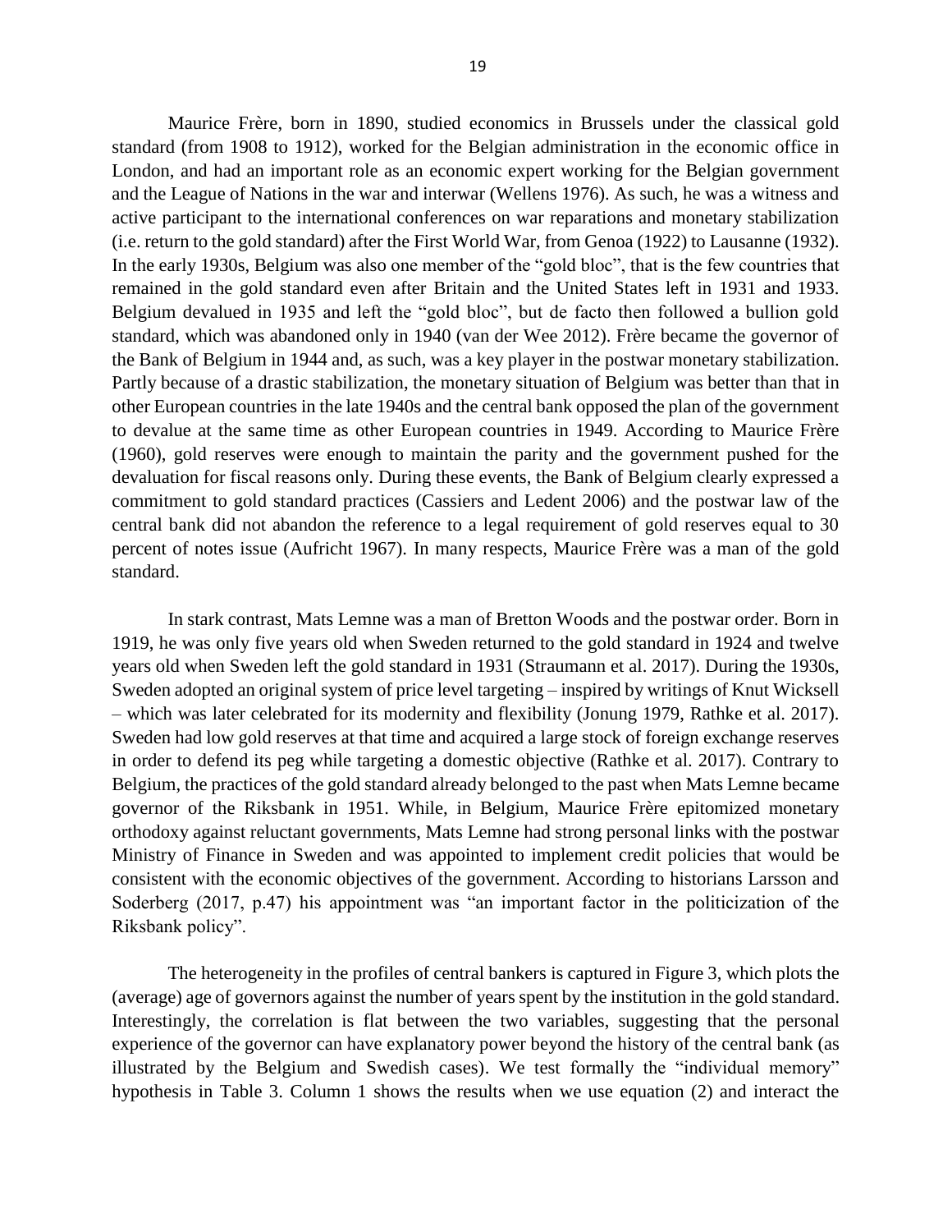Maurice Frère, born in 1890, studied economics in Brussels under the classical gold standard (from 1908 to 1912), worked for the Belgian administration in the economic office in London, and had an important role as an economic expert working for the Belgian government and the League of Nations in the war and interwar (Wellens 1976). As such, he was a witness and active participant to the international conferences on war reparations and monetary stabilization (i.e. return to the gold standard) after the First World War, from Genoa (1922) to Lausanne (1932). In the early 1930s, Belgium was also one member of the "gold bloc", that is the few countries that remained in the gold standard even after Britain and the United States left in 1931 and 1933. Belgium devalued in 1935 and left the "gold bloc", but de facto then followed a bullion gold standard, which was abandoned only in 1940 (van der Wee 2012). Frère became the governor of the Bank of Belgium in 1944 and, as such, was a key player in the postwar monetary stabilization. Partly because of a drastic stabilization, the monetary situation of Belgium was better than that in other European countries in the late 1940s and the central bank opposed the plan of the government to devalue at the same time as other European countries in 1949. According to Maurice Frère (1960), gold reserves were enough to maintain the parity and the government pushed for the devaluation for fiscal reasons only. During these events, the Bank of Belgium clearly expressed a commitment to gold standard practices (Cassiers and Ledent 2006) and the postwar law of the central bank did not abandon the reference to a legal requirement of gold reserves equal to 30 percent of notes issue (Aufricht 1967). In many respects, Maurice Frère was a man of the gold standard.

In stark contrast, Mats Lemne was a man of Bretton Woods and the postwar order. Born in 1919, he was only five years old when Sweden returned to the gold standard in 1924 and twelve years old when Sweden left the gold standard in 1931 (Straumann et al. 2017). During the 1930s, Sweden adopted an original system of price level targeting – inspired by writings of Knut Wicksell – which was later celebrated for its modernity and flexibility (Jonung 1979, Rathke et al. 2017). Sweden had low gold reserves at that time and acquired a large stock of foreign exchange reserves in order to defend its peg while targeting a domestic objective (Rathke et al. 2017). Contrary to Belgium, the practices of the gold standard already belonged to the past when Mats Lemne became governor of the Riksbank in 1951. While, in Belgium, Maurice Frère epitomized monetary orthodoxy against reluctant governments, Mats Lemne had strong personal links with the postwar Ministry of Finance in Sweden and was appointed to implement credit policies that would be consistent with the economic objectives of the government. According to historians Larsson and Soderberg (2017, p.47) his appointment was "an important factor in the politicization of the Riksbank policy".

The heterogeneity in the profiles of central bankers is captured in Figure 3, which plots the (average) age of governors against the number of years spent by the institution in the gold standard. Interestingly, the correlation is flat between the two variables, suggesting that the personal experience of the governor can have explanatory power beyond the history of the central bank (as illustrated by the Belgium and Swedish cases). We test formally the "individual memory" hypothesis in Table 3. Column 1 shows the results when we use equation (2) and interact the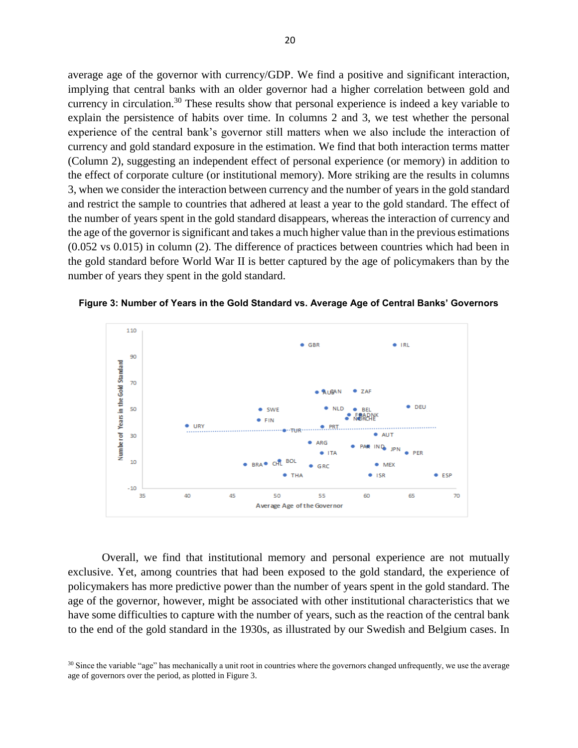average age of the governor with currency/GDP. We find a positive and significant interaction, implying that central banks with an older governor had a higher correlation between gold and currency in circulation.[30] These results show that personal experience is indeed a key variable to explain the persistence of habits over time. In columns 2 and 3, we test whether the personal experience of the central bank's governor still matters when we also include the interaction of currency and gold standard exposure in the estimation. We find that both interaction terms matter (Column 2), suggesting an independent effect of personal experience (or memory) in addition to the effect of corporate culture (or institutional memory). More striking are the results in columns 3, when we consider the interaction between currency and the number of years in the gold standard and restrict the sample to countries that adhered at least a year to the gold standard. The effect of the number of years spent in the gold standard disappears, whereas the interaction of currency and the age of the governor is significant and takes a much higher value than in the previous estimations (0.052 vs 0.015) in column (2). The difference of practices between countries which had been in the gold standard before World War II is better captured by the age of policymakers than by the number of years they spent in the gold standard.

**Figure 3: Number of Years in the Gold Standard vs. Average Age of Central Banks' Governors**

Overall, we find that institutional memory and personal experience are not mutually exclusive. Yet, among countries that had been exposed to the gold standard, the experience of policymakers has more predictive power than the number of years spent in the gold standard. The age of the governor, however, might be associated with other institutional characteristics that we have some difficulties to capture with the number of years, such as the reaction of the central bank to the end of the gold standard in the 1930s, as illustrated by our Swedish and Belgium cases. In

[30] Since the variable "age" has mechanically a unit root in countries where the governors changed unfrequently, we use the average age of governors over the period, as plotted in Figure 3.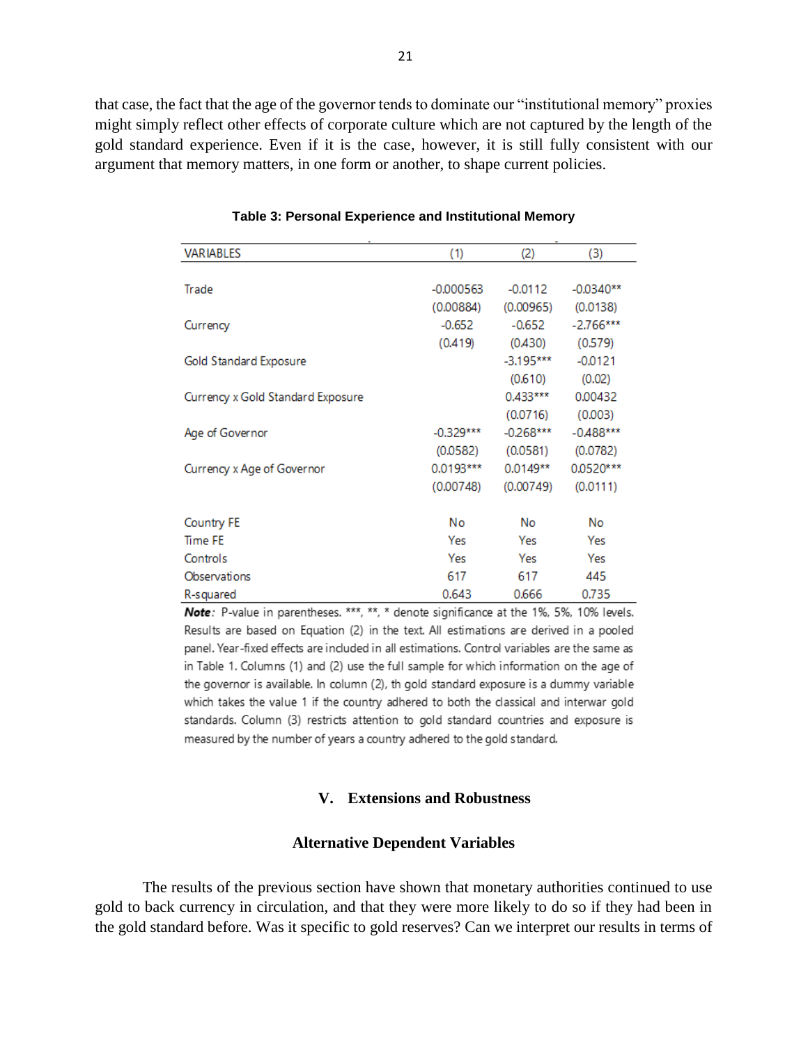that case, the fact that the age of the governor tends to dominate our "institutional memory" proxies might simply reflect other effects of corporate culture which are not captured by the length of the gold standard experience. Even if it is the case, however, it is still fully consistent with our argument that memory matters, in one form or another, to shape current policies.

**Table 3: Personal Experience and Institutional Memory**

| VARIABLES | (1) | (2) | (3) |
|---|---|---|---|
| Trade | -0.000563 | -0.0112 | -0.0340** |
| | (0.00884) | (0.00965) | (0.0138) |
| Currency | -0.652 | -0.652 | -2.766*** |
| | (0.419) | (0.430) | (0.579) |
| Gold Standard Exposure | | -3.195*** | -0.0121 |
| | | (0.610) | (0.02) |
| Currency x Gold Standard Exposure | | 0.433*** | 0.00432 |
| | | (0.0716) | (0.003) |
| Age of Governor | -0.329*** | -0.268*** | -0.488*** |
| | (0.0582) | (0.0581) | (0.0782) |
| Currency x Age of Governor | 0.0193*** | 0.0149** | 0.0520*** |
| | (0.00748) | (0.00749) | (0.0111) |
| Country FE | No | No | No |
| Time FE | Yes | Yes | Yes |
| Controls | Yes | Yes | Yes |
| Observations | 617 | 617 | 445 |
| R-squared | 0.643 | 0.666 | 0.735 |

***Note**:* P-value in parentheses. ***, **, * denote significance at the 1%, 5%, 10% levels. Results are based on Equation (2) in the text. All estimations are derived in a pooled panel. Year-fixed effects are included in all estimations. Control variables are the same as in Table 1. Columns (1) and (2) use the full sample for which information on the age of the governor is available. In column (2), th gold standard exposure is a dummy variable which takes the value 1 if the country adhered to both the classical and interwar gold standards. Column (3) restricts attention to gold standard countries and exposure is measured by the number of years a country adhered to the gold standard.

## V. Extensions and Robustness

### Alternative Dependent Variables

The results of the previous section have shown that monetary authorities continued to use gold to back currency in circulation, and that they were more likely to do so if they had been in the gold standard before. Was it specific to gold reserves? Can we interpret our results in terms of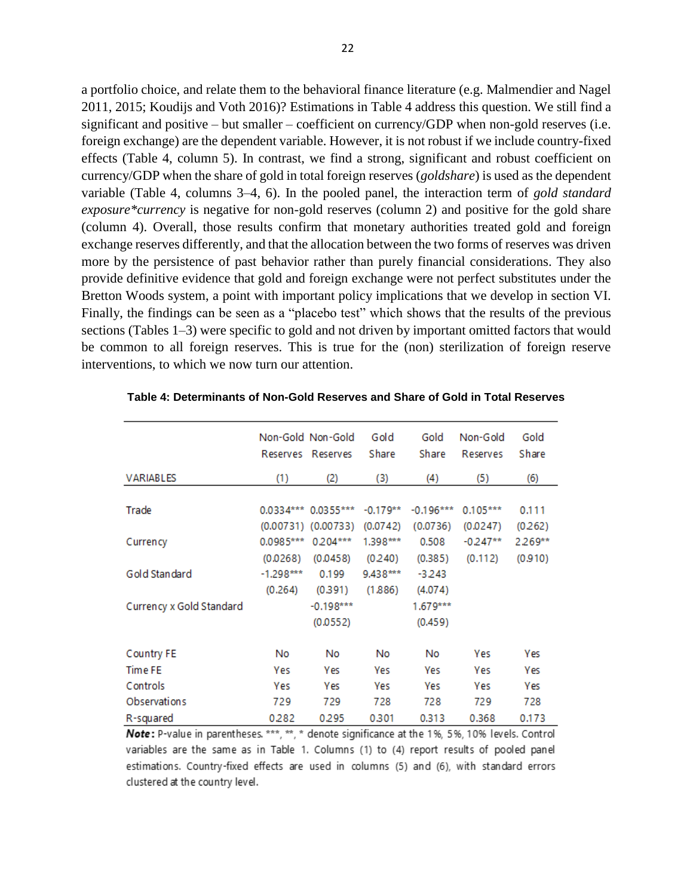a portfolio choice, and relate them to the behavioral finance literature (e.g. Malmendier and Nagel 2011, 2015; Koudijs and Voth 2016)? Estimations in Table 4 address this question. We still find a significant and positive – but smaller – coefficient on currency/GDP when non-gold reserves (i.e. foreign exchange) are the dependent variable. However, it is not robust if we include country-fixed effects (Table 4, column 5). In contrast, we find a strong, significant and robust coefficient on currency/GDP when the share of gold in total foreign reserves (*goldshare*) is used as the dependent variable (Table 4, columns 3–4, 6). In the pooled panel, the interaction term of *gold standard exposure*currency* is negative for non-gold reserves (column 2) and positive for the gold share (column 4). Overall, those results confirm that monetary authorities treated gold and foreign exchange reserves differently, and that the allocation between the two forms of reserves was driven more by the persistence of past behavior rather than purely financial considerations. They also provide definitive evidence that gold and foreign exchange were not perfect substitutes under the Bretton Woods system, a point with important policy implications that we develop in section VI. Finally, the findings can be seen as a "placebo test" which shows that the results of the previous sections (Tables 1–3) were specific to gold and not driven by important omitted factors that would be common to all foreign reserves. This is true for the (non) sterilization of foreign reserve interventions, to which we now turn our attention.

**Table 4: Determinants of Non-Gold Reserves and Share of Gold in Total Reserves**

| | Non-Gold Reserves | Non-Gold Reserves | Gold Share | Gold Share | Non-Gold Reserves | Gold Share |
|---|---|---|---|---|---|---|
| VARIABLES | (1) | (2) | (3) | (4) | (5) | (6) |
| Trade | 0.0334*** | 0.0355*** | -0.179** | -0.196*** | 0.105*** | 0.111 |
| | (0.00731) | (0.00733) | (0.0742) | (0.0736) | (0.0247) | (0.262) |
| Currency | 0.0985*** | 0.204*** | 1.398*** | 0.508 | -0.247** | 2.269** |
| | (0.0268) | (0.0458) | (0.240) | (0.385) | (0.112) | (0.910) |
| Gold Standard | -1.298*** | 0.199 | 9.438*** | -3.243 | | |
| | (0.264) | (0.391) | (1.886) | (4.074) | | |
| Currency x Gold Standard | | -0.198*** | | 1.679*** | | |
| | | (0.0552) | | (0.459) | | |
| Country FE | No | No | No | No | Yes | Yes |
| Time FE | Yes | Yes | Yes | Yes | Yes | Yes |
| Controls | Yes | Yes | Yes | Yes | Yes | Yes |
| Observations | 729 | 729 | 728 | 728 | 729 | 728 |
| R-squared | 0.282 | 0.295 | 0.301 | 0.313 | 0.368 | 0.173 |

***Note:*** P-value in parentheses. ***, **, * denote significance at the 1%, 5%, 10% levels. Control variables are the same as in Table 1. Columns (1) to (4) report results of pooled panel estimations. Country-fixed effects are used in columns (5) and (6), with standard errors clustered at the country level.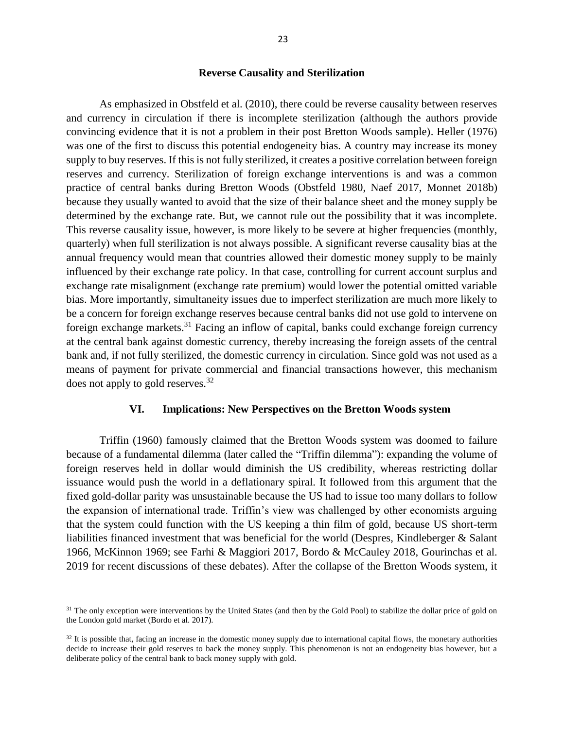### Reverse Causality and Sterilization

As emphasized in Obstfeld et al. (2010), there could be reverse causality between reserves and currency in circulation if there is incomplete sterilization (although the authors provide convincing evidence that it is not a problem in their post Bretton Woods sample). Heller (1976) was one of the first to discuss this potential endogeneity bias. A country may increase its money supply to buy reserves. If this is not fully sterilized, it creates a positive correlation between foreign reserves and currency. Sterilization of foreign exchange interventions is and was a common practice of central banks during Bretton Woods (Obstfeld 1980, Naef 2017, Monnet 2018b) because they usually wanted to avoid that the size of their balance sheet and the money supply be determined by the exchange rate. But, we cannot rule out the possibility that it was incomplete. This reverse causality issue, however, is more likely to be severe at higher frequencies (monthly, quarterly) when full sterilization is not always possible. A significant reverse causality bias at the annual frequency would mean that countries allowed their domestic money supply to be mainly influenced by their exchange rate policy. In that case, controlling for current account surplus and exchange rate misalignment (exchange rate premium) would lower the potential omitted variable bias. More importantly, simultaneity issues due to imperfect sterilization are much more likely to be a concern for foreign exchange reserves because central banks did not use gold to intervene on foreign exchange markets.[31] Facing an inflow of capital, banks could exchange foreign currency at the central bank against domestic currency, thereby increasing the foreign assets of the central bank and, if not fully sterilized, the domestic currency in circulation. Since gold was not used as a means of payment for private commercial and financial transactions however, this mechanism does not apply to gold reserves.[32]

## VI. Implications: New Perspectives on the Bretton Woods system

Triffin (1960) famously claimed that the Bretton Woods system was doomed to failure because of a fundamental dilemma (later called the "Triffin dilemma"): expanding the volume of foreign reserves held in dollar would diminish the US credibility, whereas restricting dollar issuance would push the world in a deflationary spiral. It followed from this argument that the fixed gold-dollar parity was unsustainable because the US had to issue too many dollars to follow the expansion of international trade. Triffin's view was challenged by other economists arguing that the system could function with the US keeping a thin film of gold, because US short-term liabilities financed investment that was beneficial for the world (Despres, Kindleberger & Salant 1966, McKinnon 1969; see Farhi & Maggiori 2017, Bordo & McCauley 2018, Gourinchas et al. 2019 for recent discussions of these debates). After the collapse of the Bretton Woods system, it

[31] The only exception were interventions by the United States (and then by the Gold Pool) to stabilize the dollar price of gold on the London gold market (Bordo et al. 2017).

[32] It is possible that, facing an increase in the domestic money supply due to international capital flows, the monetary authorities decide to increase their gold reserves to back the money supply. This phenomenon is not an endogeneity bias however, but a deliberate policy of the central bank to back money supply with gold.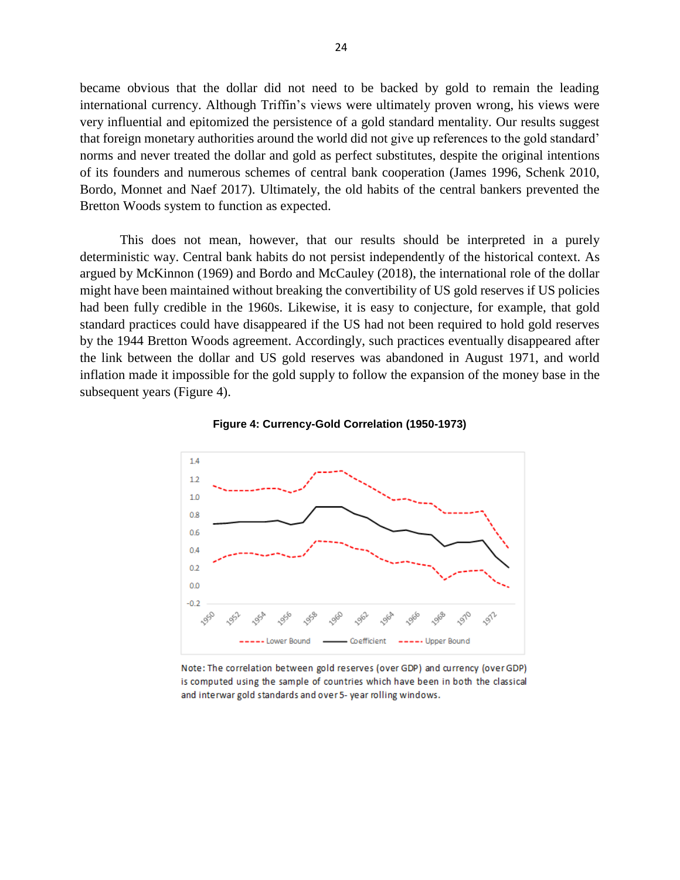became obvious that the dollar did not need to be backed by gold to remain the leading international currency. Although Triffin's views were ultimately proven wrong, his views were very influential and epitomized the persistence of a gold standard mentality. Our results suggest that foreign monetary authorities around the world did not give up references to the gold standard' norms and never treated the dollar and gold as perfect substitutes, despite the original intentions of its founders and numerous schemes of central bank cooperation (James 1996, Schenk 2010, Bordo, Monnet and Naef 2017). Ultimately, the old habits of the central bankers prevented the Bretton Woods system to function as expected.

This does not mean, however, that our results should be interpreted in a purely deterministic way. Central bank habits do not persist independently of the historical context. As argued by McKinnon (1969) and Bordo and McCauley (2018), the international role of the dollar might have been maintained without breaking the convertibility of US gold reserves if US policies had been fully credible in the 1960s. Likewise, it is easy to conjecture, for example, that gold standard practices could have disappeared if the US had not been required to hold gold reserves by the 1944 Bretton Woods agreement. Accordingly, such practices eventually disappeared after the link between the dollar and US gold reserves was abandoned in August 1971, and world inflation made it impossible for the gold supply to follow the expansion of the money base in the subsequent years (Figure 4).

**Figure 4: Currency-Gold Correlation (1950-1973)**

Note: The correlation between gold reserves (over GDP) and currency (over GDP) is computed using the sample of countries which have been in both the classical and interwar gold standards and over 5- year rolling windows.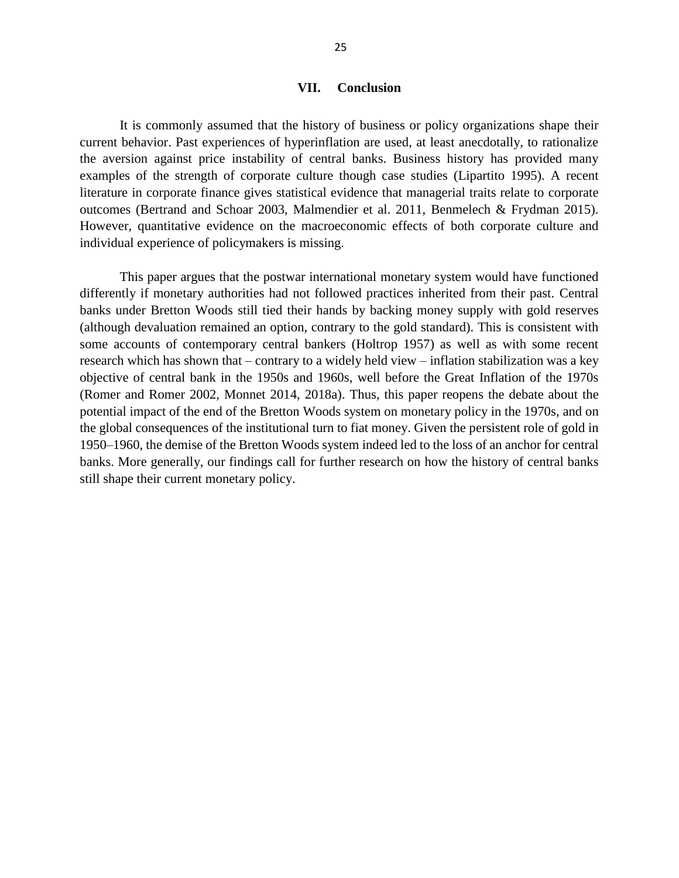## VII. Conclusion

It is commonly assumed that the history of business or policy organizations shape their current behavior. Past experiences of hyperinflation are used, at least anecdotally, to rationalize the aversion against price instability of central banks. Business history has provided many examples of the strength of corporate culture though case studies (Lipartito 1995). A recent literature in corporate finance gives statistical evidence that managerial traits relate to corporate outcomes (Bertrand and Schoar 2003, Malmendier et al. 2011, Benmelech & Frydman 2015). However, quantitative evidence on the macroeconomic effects of both corporate culture and individual experience of policymakers is missing.

This paper argues that the postwar international monetary system would have functioned differently if monetary authorities had not followed practices inherited from their past. Central banks under Bretton Woods still tied their hands by backing money supply with gold reserves (although devaluation remained an option, contrary to the gold standard). This is consistent with some accounts of contemporary central bankers (Holtrop 1957) as well as with some recent research which has shown that – contrary to a widely held view – inflation stabilization was a key objective of central bank in the 1950s and 1960s, well before the Great Inflation of the 1970s (Romer and Romer 2002, Monnet 2014, 2018a). Thus, this paper reopens the debate about the potential impact of the end of the Bretton Woods system on monetary policy in the 1970s, and on the global consequences of the institutional turn to fiat money. Given the persistent role of gold in 1950–1960, the demise of the Bretton Woods system indeed led to the loss of an anchor for central banks. More generally, our findings call for further research on how the history of central banks still shape their current monetary policy.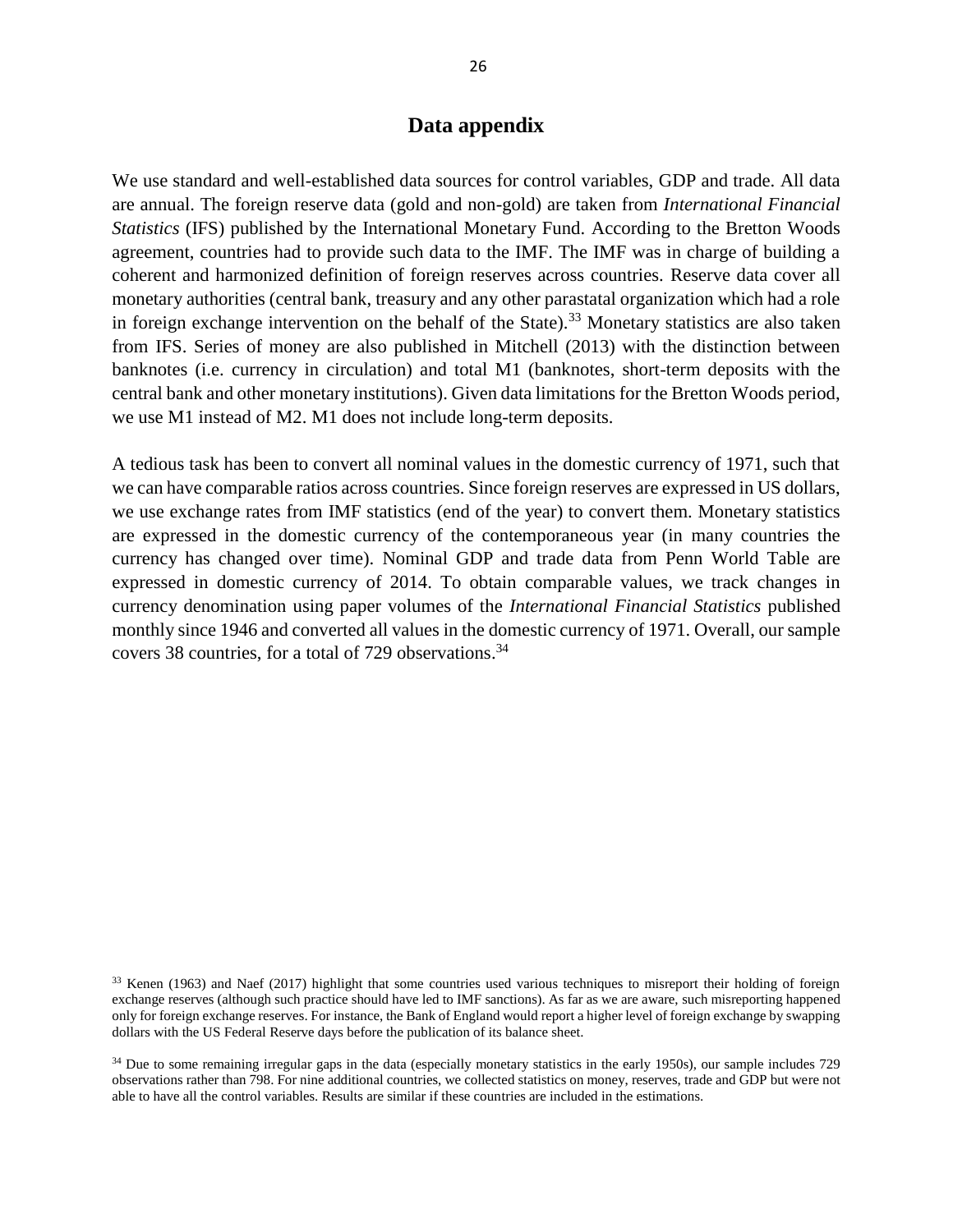## Data appendix

We use standard and well-established data sources for control variables, GDP and trade. All data are annual. The foreign reserve data (gold and non-gold) are taken from *International Financial Statistics* (IFS) published by the International Monetary Fund. According to the Bretton Woods agreement, countries had to provide such data to the IMF. The IMF was in charge of building a coherent and harmonized definition of foreign reserves across countries. Reserve data cover all monetary authorities (central bank, treasury and any other parastatal organization which had a role in foreign exchange intervention on the behalf of the State).[33] Monetary statistics are also taken from IFS. Series of money are also published in Mitchell (2013) with the distinction between banknotes (i.e. currency in circulation) and total M1 (banknotes, short-term deposits with the central bank and other monetary institutions). Given data limitations for the Bretton Woods period, we use M1 instead of M2. M1 does not include long-term deposits.

A tedious task has been to convert all nominal values in the domestic currency of 1971, such that we can have comparable ratios across countries. Since foreign reserves are expressed in US dollars, we use exchange rates from IMF statistics (end of the year) to convert them. Monetary statistics are expressed in the domestic currency of the contemporaneous year (in many countries the currency has changed over time). Nominal GDP and trade data from Penn World Table are expressed in domestic currency of 2014. To obtain comparable values, we track changes in currency denomination using paper volumes of the *International Financial Statistics* published monthly since 1946 and converted all values in the domestic currency of 1971. Overall, our sample covers 38 countries, for a total of 729 observations.[34]

[33] Kenen (1963) and Naef (2017) highlight that some countries used various techniques to misreport their holding of foreign exchange reserves (although such practice should have led to IMF sanctions). As far as we are aware, such misreporting happened only for foreign exchange reserves. For instance, the Bank of England would report a higher level of foreign exchange by swapping dollars with the US Federal Reserve days before the publication of its balance sheet.

[34] Due to some remaining irregular gaps in the data (especially monetary statistics in the early 1950s), our sample includes 729 observations rather than 798. For nine additional countries, we collected statistics on money, reserves, trade and GDP but were not able to have all the control variables. Results are similar if these countries are included in the estimations.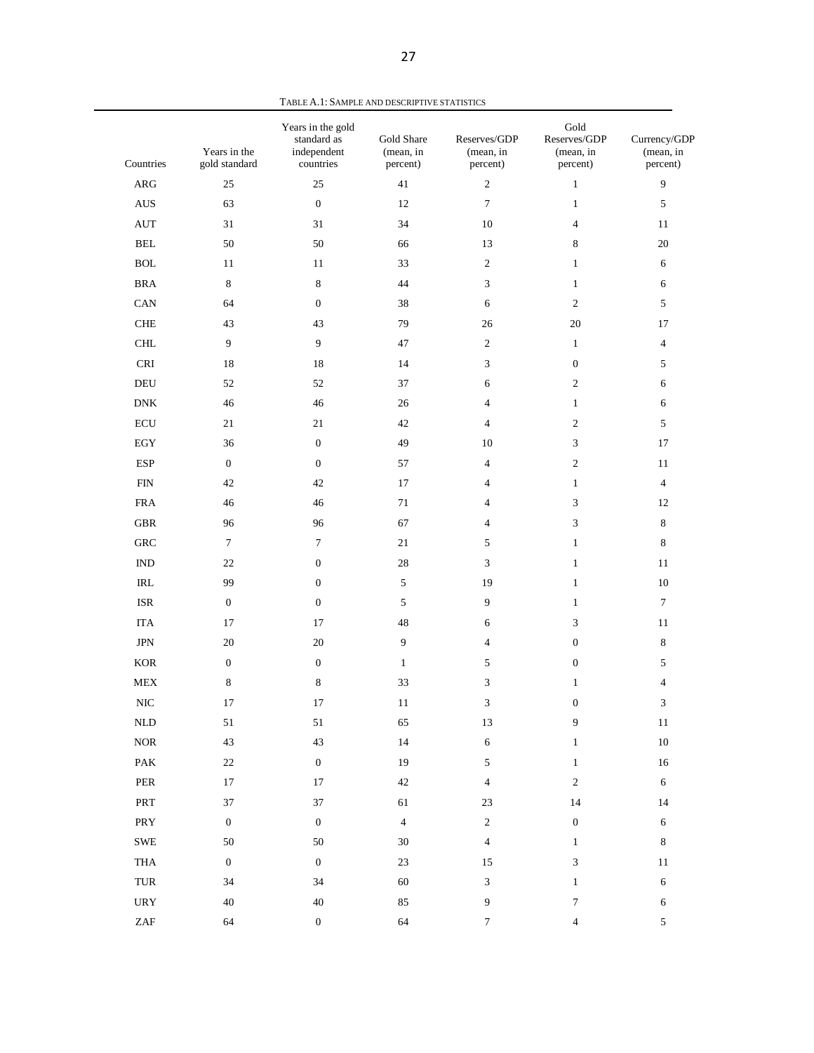TABLE A.1: SAMPLE AND DESCRIPTIVE STATISTICS

| Countries | Years in the gold standard | Years in the gold standard as independent countries | Gold Share (mean, in percent) | Reserves/GDP (mean, in percent) | Gold Reserves/GDP (mean, in percent) | Currency/GDP (mean, in percent) |
|---|---|---|---|---|---|---|
| ARG | 25 | 25 | 41 | 2 | 1 | 9 |
| AUS | 63 | 0 | 12 | 7 | 1 | 5 |
| AUT | 31 | 31 | 34 | 10 | 4 | 11 |
| BEL | 50 | 50 | 66 | 13 | 8 | 20 |
| BOL | 11 | 11 | 33 | 2 | 1 | 6 |
| BRA | 8 | 8 | 44 | 3 | 1 | 6 |
| CAN | 64 | 0 | 38 | 6 | 2 | 5 |
| CHE | 43 | 43 | 79 | 26 | 20 | 17 |
| CHL | 9 | 9 | 47 | 2 | 1 | 4 |
| CRI | 18 | 18 | 14 | 3 | 0 | 5 |
| DEU | 52 | 52 | 37 | 6 | 2 | 6 |
| DNK | 46 | 46 | 26 | 4 | 1 | 6 |
| ECU | 21 | 21 | 42 | 4 | 2 | 5 |
| EGY | 36 | 0 | 49 | 10 | 3 | 17 |
| ESP | 0 | 0 | 57 | 4 | 2 | 11 |
| FIN | 42 | 42 | 17 | 4 | 1 | 4 |
| FRA | 46 | 46 | 71 | 4 | 3 | 12 |
| GBR | 96 | 96 | 67 | 4 | 3 | 8 |
| GRC | 7 | 7 | 21 | 5 | 1 | 8 |
| IND | 22 | 0 | 28 | 3 | 1 | 11 |
| IRL | 99 | 0 | 5 | 19 | 1 | 10 |
| ISR | 0 | 0 | 5 | 9 | 1 | 7 |
| ITA | 17 | 17 | 48 | 6 | 3 | 11 |
| JPN | 20 | 20 | 9 | 4 | 0 | 8 |
| KOR | 0 | 0 | 1 | 5 | 0 | 5 |
| MEX | 8 | 8 | 33 | 3 | 1 | 4 |
| NIC | 17 | 17 | 11 | 3 | 0 | 3 |
| NLD | 51 | 51 | 65 | 13 | 9 | 11 |
| NOR | 43 | 43 | 14 | 6 | 1 | 10 |
| PAK | 22 | 0 | 19 | 5 | 1 | 16 |
| PER | 17 | 17 | 42 | 4 | 2 | 6 |
| PRT | 37 | 37 | 61 | 23 | 14 | 14 |
| PRY | 0 | 0 | 4 | 2 | 0 | 6 |
| SWE | 50 | 50 | 30 | 4 | 1 | 8 |
| THA | 0 | 0 | 23 | 15 | 3 | 11 |
| TUR | 34 | 34 | 60 | 3 | 1 | 6 |
| URY | 40 | 40 | 85 | 9 | 7 | 6 |
| ZAF | 64 | 0 | 64 | 7 | 4 | 5 |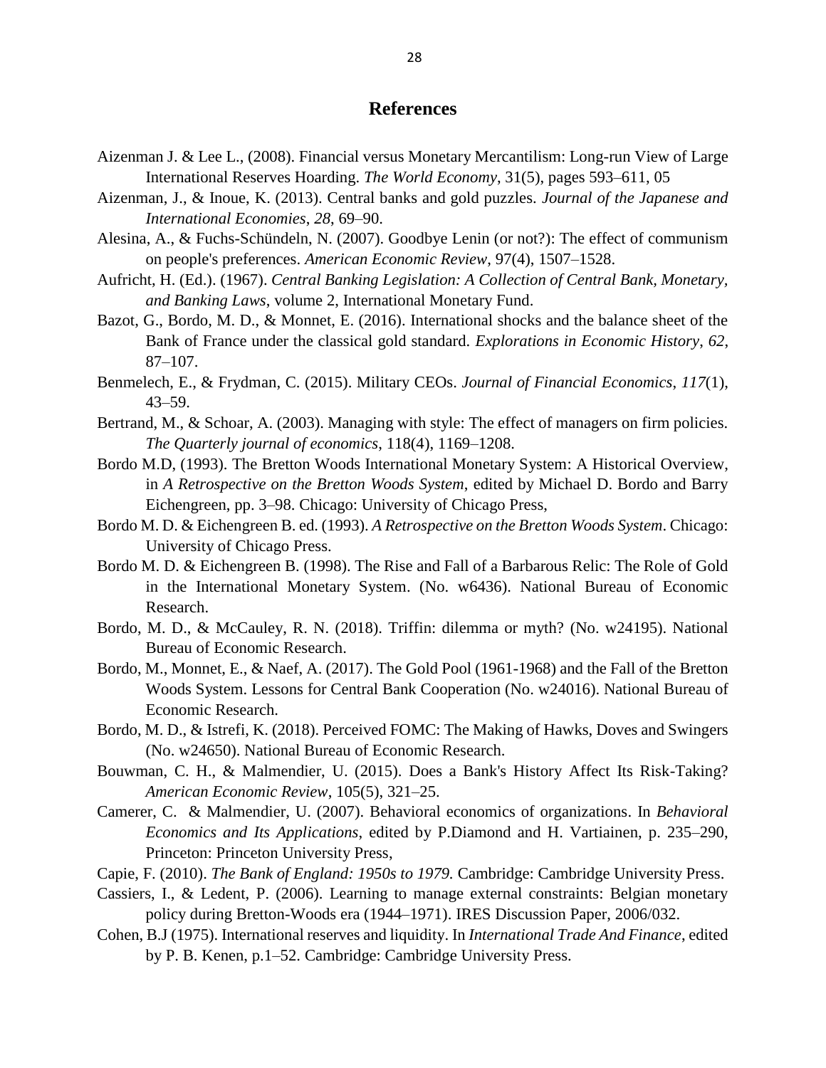# References

Aizenman J. & Lee L., (2008). Financial versus Monetary Mercantilism: Long-run View of Large International Reserves Hoarding. *The World Economy*, 31(5), pages 593–611, 05

Aizenman, J., & Inoue, K. (2013). Central banks and gold puzzles. *Journal of the Japanese and International Economies*, *28*, 69–90.

Alesina, A., & Fuchs-Schündeln, N. (2007). Goodbye Lenin (or not?): The effect of communism on people's preferences. *American Economic Review*, 97(4), 1507–1528.

Aufricht, H. (Ed.). (1967). *Central Banking Legislation: A Collection of Central Bank, Monetary, and Banking Laws*, volume 2, International Monetary Fund.

Bazot, G., Bordo, M. D., & Monnet, E. (2016). International shocks and the balance sheet of the Bank of France under the classical gold standard. *Explorations in Economic History*, *62*, 87–107.

Benmelech, E., & Frydman, C. (2015). Military CEOs. *Journal of Financial Economics*, *117*(1), 43–59.

Bertrand, M., & Schoar, A. (2003). Managing with style: The effect of managers on firm policies. *The Quarterly journal of economics*, 118(4), 1169–1208.

Bordo M.D, (1993). The Bretton Woods International Monetary System: A Historical Overview, in *A Retrospective on the Bretton Woods System*, edited by Michael D. Bordo and Barry Eichengreen, pp. 3–98. Chicago: University of Chicago Press,

Bordo M. D. & Eichengreen B. ed. (1993). *A Retrospective on the Bretton Woods System*. Chicago: University of Chicago Press.

Bordo M. D. & Eichengreen B. (1998). The Rise and Fall of a Barbarous Relic: The Role of Gold in the International Monetary System. (No. w6436). National Bureau of Economic Research.

Bordo, M. D., & McCauley, R. N. (2018). Triffin: dilemma or myth? (No. w24195). National Bureau of Economic Research.

Bordo, M., Monnet, E., & Naef, A. (2017). The Gold Pool (1961-1968) and the Fall of the Bretton Woods System. Lessons for Central Bank Cooperation (No. w24016). National Bureau of Economic Research.

Bordo, M. D., & Istrefi, K. (2018). Perceived FOMC: The Making of Hawks, Doves and Swingers (No. w24650). National Bureau of Economic Research.

Bouwman, C. H., & Malmendier, U. (2015). Does a Bank's History Affect Its Risk-Taking? *American Economic Review*, 105(5), 321–25.

Camerer, C. & Malmendier, U. (2007). Behavioral economics of organizations. In *Behavioral Economics and Its Applications*, edited by P.Diamond and H. Vartiainen, p. 235–290, Princeton: Princeton University Press,

Capie, F. (2010). *The Bank of England: 1950s to 1979.* Cambridge: Cambridge University Press.

Cassiers, I., & Ledent, P. (2006). Learning to manage external constraints: Belgian monetary policy during Bretton-Woods era (1944–1971). IRES Discussion Paper, 2006/032.

Cohen, B.J (1975). International reserves and liquidity. In *International Trade And Finance*, edited by P. B. Kenen, p.1–52. Cambridge: Cambridge University Press.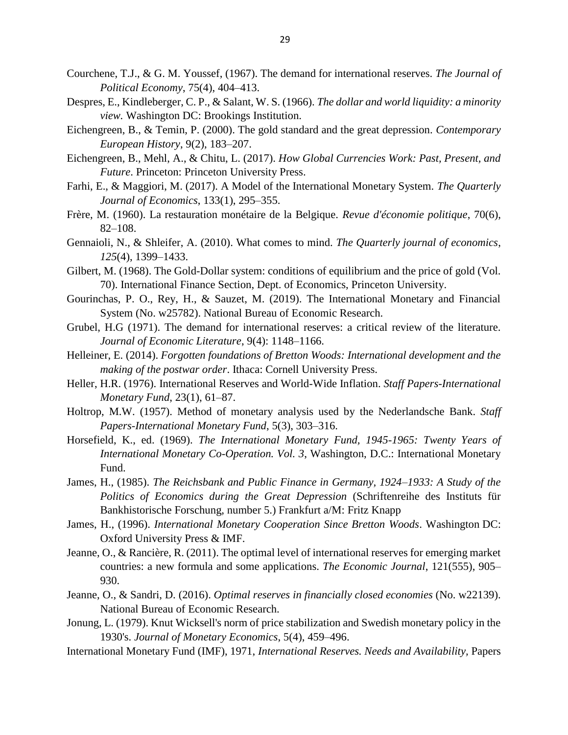Courchene, T.J., & G. M. Youssef, (1967). The demand for international reserves. *The Journal of Political Economy*, 75(4), 404–413.

Despres, E., Kindleberger, C. P., & Salant, W. S. (1966). *The dollar and world liquidity: a minority view.* Washington DC: Brookings Institution.

Eichengreen, B., & Temin, P. (2000). The gold standard and the great depression. *Contemporary European History*, 9(2), 183–207.

Eichengreen, B., Mehl, A., & Chitu, L. (2017). *How Global Currencies Work: Past, Present, and Future*. Princeton: Princeton University Press.

Farhi, E., & Maggiori, M. (2017). A Model of the International Monetary System. *The Quarterly Journal of Economics*, 133(1), 295–355.

Frère, M. (1960). La restauration monétaire de la Belgique. *Revue d'économie politique*, 70(6), 82–108.

Gennaioli, N., & Shleifer, A. (2010). What comes to mind. *The Quarterly journal of economics*, *125*(4), 1399–1433.

Gilbert, M. (1968). The Gold-Dollar system: conditions of equilibrium and the price of gold (Vol. 70). International Finance Section, Dept. of Economics, Princeton University.

Gourinchas, P. O., Rey, H., & Sauzet, M. (2019). The International Monetary and Financial System (No. w25782). National Bureau of Economic Research.

Grubel, H.G (1971). The demand for international reserves: a critical review of the literature. *Journal of Economic Literature*, 9(4): 1148–1166.

Helleiner, E. (2014). *Forgotten foundations of Bretton Woods: International development and the making of the postwar order*. Ithaca: Cornell University Press.

Heller, H.R. (1976). International Reserves and World-Wide Inflation. *Staff Papers-International Monetary Fund*, 23(1), 61–87.

Holtrop, M.W. (1957). Method of monetary analysis used by the Nederlandsche Bank. *Staff Papers-International Monetary Fund*, 5(3), 303–316.

Horsefield, K., ed. (1969). *The International Monetary Fund, 1945-1965: Twenty Years of International Monetary Co-Operation. Vol. 3*, Washington, D.C.: International Monetary Fund.

James, H., (1985). *The Reichsbank and Public Finance in Germany, 1924–1933: A Study of the Politics of Economics during the Great Depression* (Schriftenreihe des Instituts für Bankhistorische Forschung, number 5.) Frankfurt a/M: Fritz Knapp

James, H., (1996). *International Monetary Cooperation Since Bretton Woods*. Washington DC: Oxford University Press & IMF.

Jeanne, O., & Rancière, R. (2011). The optimal level of international reserves for emerging market countries: a new formula and some applications. *The Economic Journal*, 121(555), 905–930.

Jeanne, O., & Sandri, D. (2016). *Optimal reserves in financially closed economies* (No. w22139). National Bureau of Economic Research.

Jonung, L. (1979). Knut Wicksell's norm of price stabilization and Swedish monetary policy in the 1930's. *Journal of Monetary Economics*, 5(4), 459–496.

International Monetary Fund (IMF), 1971, *International Reserves. Needs and Availability,* Papers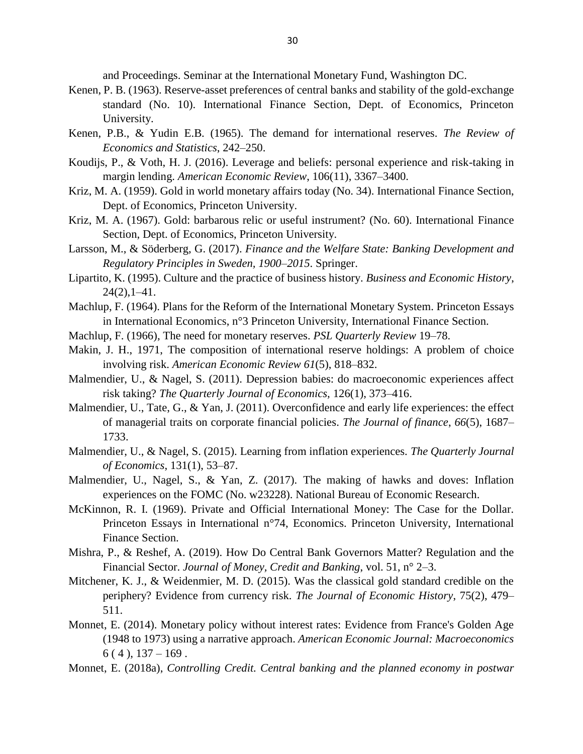and Proceedings. Seminar at the International Monetary Fund, Washington DC.

Kenen, P. B. (1963). Reserve-asset preferences of central banks and stability of the gold-exchange standard (No. 10). International Finance Section, Dept. of Economics, Princeton University.

Kenen, P.B., & Yudin E.B. (1965). The demand for international reserves. *The Review of Economics and Statistics*, 242–250.

Koudijs, P., & Voth, H. J. (2016). Leverage and beliefs: personal experience and risk-taking in margin lending. *American Economic Review*, 106(11), 3367–3400.

Kriz, M. A. (1959). Gold in world monetary affairs today (No. 34). International Finance Section, Dept. of Economics, Princeton University.

Kriz, M. A. (1967). Gold: barbarous relic or useful instrument? (No. 60). International Finance Section, Dept. of Economics, Princeton University.

Larsson, M., & Söderberg, G. (2017). *Finance and the Welfare State: Banking Development and Regulatory Principles in Sweden, 1900–2015*. Springer.

Lipartito, K. (1995). Culture and the practice of business history. *Business and Economic History*, 24(2),1–41.

Machlup, F. (1964). Plans for the Reform of the International Monetary System. Princeton Essays in International Economics, n°3 Princeton University, International Finance Section.

Machlup, F. (1966), The need for monetary reserves. *PSL Quarterly Review* 19–78.

Makin, J. H., 1971, The composition of international reserve holdings: A problem of choice involving risk. *American Economic Review 61*(5), 818–832.

Malmendier, U., & Nagel, S. (2011). Depression babies: do macroeconomic experiences affect risk taking? *The Quarterly Journal of Economics,* 126(1), 373–416.

Malmendier, U., Tate, G., & Yan, J. (2011). Overconfidence and early life experiences: the effect of managerial traits on corporate financial policies. *The Journal of finance*, *66*(5), 1687–1733.

Malmendier, U., & Nagel, S. (2015). Learning from inflation experiences. *The Quarterly Journal of Economics*, 131(1), 53–87.

Malmendier, U., Nagel, S., & Yan, Z. (2017). The making of hawks and doves: Inflation experiences on the FOMC (No. w23228). National Bureau of Economic Research.

McKinnon, R. I. (1969). Private and Official International Money: The Case for the Dollar. Princeton Essays in International n°74, Economics. Princeton University, International Finance Section.

Mishra, P., & Reshef, A. (2019). How Do Central Bank Governors Matter? Regulation and the Financial Sector. *Journal of Money, Credit and Banking*, vol. 51, n° 2–3.

Mitchener, K. J., & Weidenmier, M. D. (2015). Was the classical gold standard credible on the periphery? Evidence from currency risk. *The Journal of Economic History*, 75(2), 479–511.

Monnet, E. (2014). Monetary policy without interest rates: Evidence from France's Golden Age (1948 to 1973) using a narrative approach. *American Economic Journal: Macroeconomics* 6 ( 4 ), 137 – 169 .

Monnet, E. (2018a), *Controlling Credit. Central banking and the planned economy in postwar*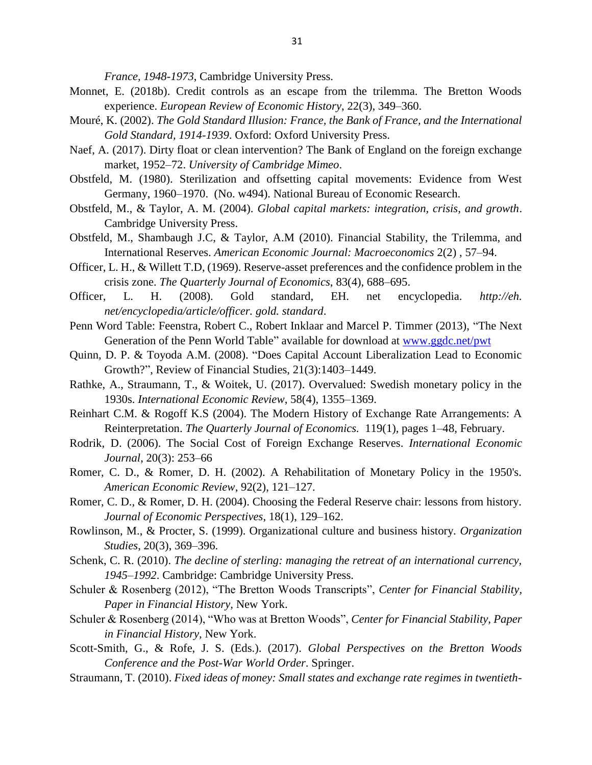*France, 1948-1973*, Cambridge University Press.

Monnet, E. (2018b). Credit controls as an escape from the trilemma. The Bretton Woods experience. *European Review of Economic History*, 22(3), 349–360.

Mouré, K. (2002). *The Gold Standard Illusion: France, the Bank of France, and the International Gold Standard, 1914-1939*. Oxford: Oxford University Press.

Naef, A. (2017). Dirty float or clean intervention? The Bank of England on the foreign exchange market, 1952–72. *University of Cambridge Mimeo*.

Obstfeld, M. (1980). Sterilization and offsetting capital movements: Evidence from West Germany, 1960–1970. (No. w494). National Bureau of Economic Research.

Obstfeld, M., & Taylor, A. M. (2004). *Global capital markets: integration, crisis, and growth*. Cambridge University Press.

Obstfeld, M., Shambaugh J.C, & Taylor, A.M (2010). Financial Stability, the Trilemma, and International Reserves. *American Economic Journal: Macroeconomics* 2(2) , 57–94.

Officer, L. H., & Willett T.D, (1969). Reserve-asset preferences and the confidence problem in the crisis zone. *The Quarterly Journal of Economics*, 83(4), 688–695.

Officer, L. H. (2008). Gold standard, EH. net encyclopedia. *http://eh. net/encyclopedia/article/officer. gold. standard*.

Penn Word Table: Feenstra, Robert C., Robert Inklaar and Marcel P. Timmer (2013), "The Next Generation of the Penn World Table" available for download at [www.ggdc.net/pwt](www.ggdc.net/pwt)

Quinn, D. P. & Toyoda A.M. (2008). "Does Capital Account Liberalization Lead to Economic Growth?", Review of Financial Studies, 21(3):1403–1449.

Rathke, A., Straumann, T., & Woitek, U. (2017). Overvalued: Swedish monetary policy in the 1930s. *International Economic Review*, 58(4), 1355–1369.

Reinhart C.M. & Rogoff K.S (2004). The Modern History of Exchange Rate Arrangements: A Reinterpretation. *The Quarterly Journal of Economics.* 119(1), pages 1–48, February.

Rodrik, D. (2006). The Social Cost of Foreign Exchange Reserves. *International Economic Journal*, 20(3): 253–66

Romer, C. D., & Romer, D. H. (2002). A Rehabilitation of Monetary Policy in the 1950's. *American Economic Review*, 92(2), 121–127.

Romer, C. D., & Romer, D. H. (2004). Choosing the Federal Reserve chair: lessons from history. *Journal of Economic Perspectives*, 18(1), 129–162.

Rowlinson, M., & Procter, S. (1999). Organizational culture and business history. *Organization Studies*, 20(3), 369–396.

Schenk, C. R. (2010). *The decline of sterling: managing the retreat of an international currency, 1945–1992*. Cambridge: Cambridge University Press.

Schuler & Rosenberg (2012), "The Bretton Woods Transcripts", *Center for Financial Stability, Paper in Financial History*, New York.

Schuler & Rosenberg (2014), "Who was at Bretton Woods", *Center for Financial Stability, Paper in Financial History*, New York.

Scott-Smith, G., & Rofe, J. S. (Eds.). (2017). *Global Perspectives on the Bretton Woods Conference and the Post-War World Order*. Springer.

Straumann, T. (2010). *Fixed ideas of money: Small states and exchange rate regimes in twentieth-*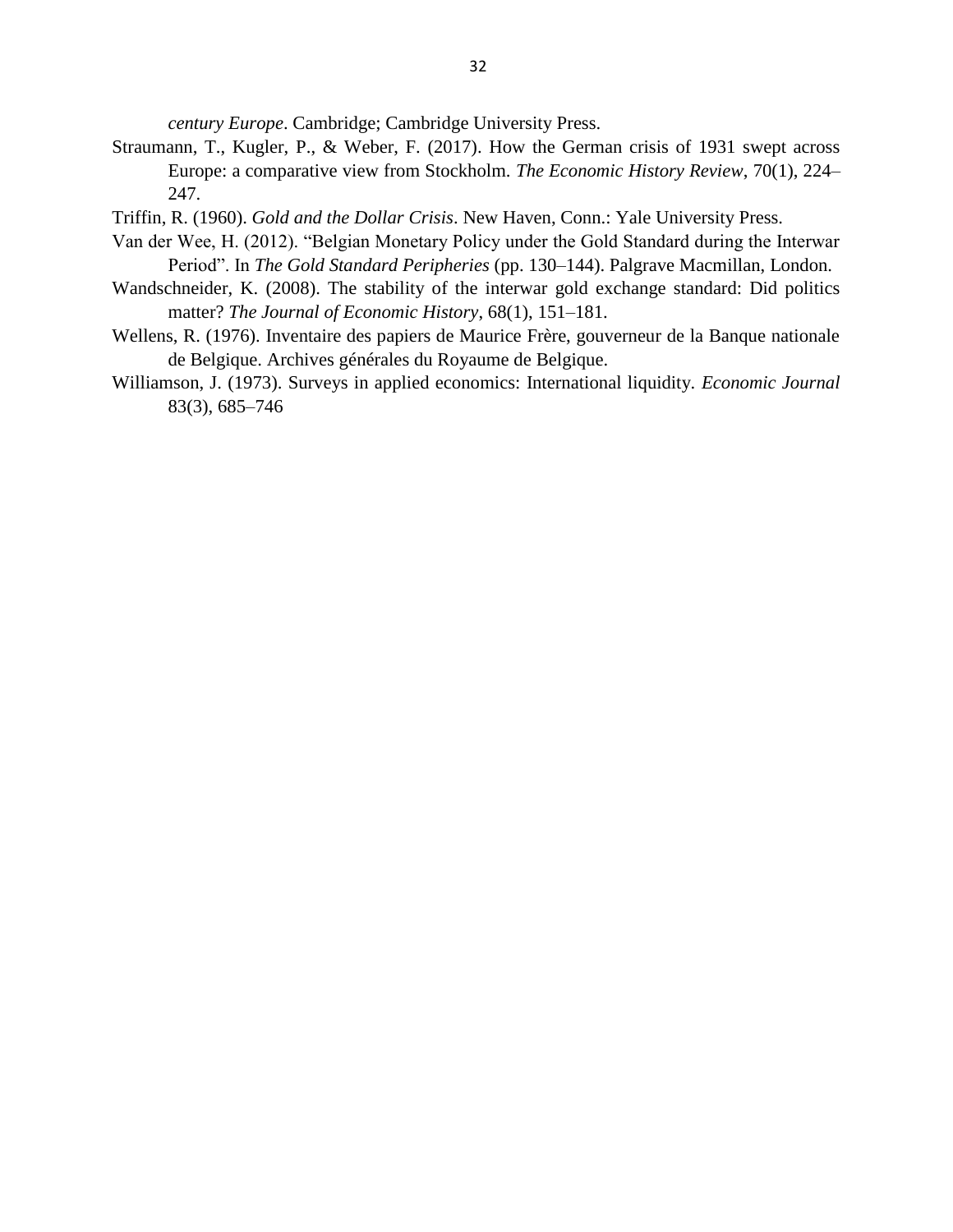*century Europe*. Cambridge; Cambridge University Press.

Straumann, T., Kugler, P., & Weber, F. (2017). How the German crisis of 1931 swept across Europe: a comparative view from Stockholm. *The Economic History Review*, 70(1), 224–247.

Triffin, R. (1960). *Gold and the Dollar Crisis*. New Haven, Conn.: Yale University Press.

Van der Wee, H. (2012). "Belgian Monetary Policy under the Gold Standard during the Interwar Period". In *The Gold Standard Peripheries* (pp. 130–144). Palgrave Macmillan, London.

Wandschneider, K. (2008). The stability of the interwar gold exchange standard: Did politics matter? *The Journal of Economic History*, 68(1), 151–181.

Wellens, R. (1976). Inventaire des papiers de Maurice Frère, gouverneur de la Banque nationale de Belgique. Archives générales du Royaume de Belgique.

Williamson, J. (1973). Surveys in applied economics: International liquidity. *Economic Journal* 83(3), 685–746